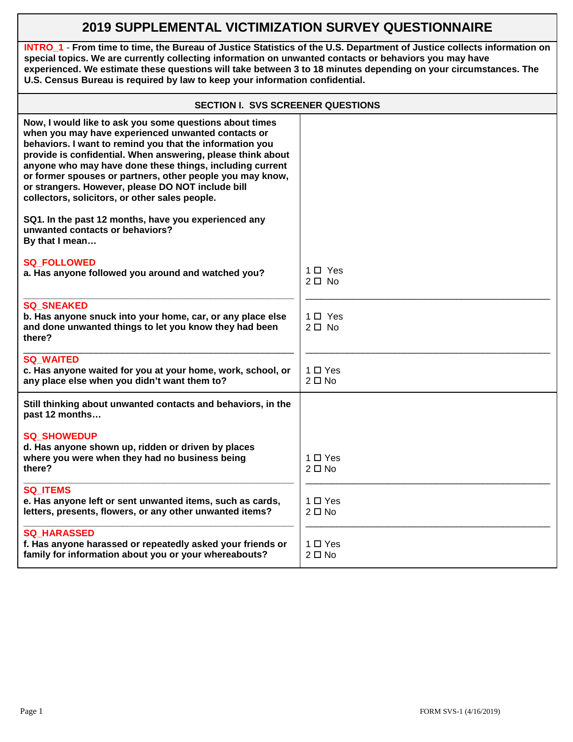# 2019 SUPPLEMENTAL VICTIMIZATION SURVEY QUESTIONNAIRE

**INTRO_1** - **From time to time, the Bureau of Justice Statistics of the U.S. Department of Justice collects information on special topics. We are currently collecting information on unwanted contacts or behaviors you may have experienced. We estimate these questions will take between 3 to 18 minutes depending on your circumstances. The U.S. Census Bureau is required by law to keep your information confidential.**

## SECTION I. SVS SCREENER QUESTIONS

**Now, I would like to ask you some questions about times when you may have experienced unwanted contacts or behaviors. I want to remind you that the information you provide is confidential. When answering, please think about anyone who may have done these things, including current or former spouses or partners, other people you may know, or strangers. However, please DO NOT include bill collectors, solicitors, or other sales people.**

**SQ1. In the past 12 months, have you experienced any unwanted contacts or behaviors?**
**By that I mean…**

| Question | Response |
|---|---|
| **SQ_FOLLOWED**<br>**a. Has anyone followed you around and watched you?** | 1 ☐ Yes<br>2 ☐ No |
| **SQ_SNEAKED**<br>**b. Has anyone snuck into your home, car, or any place else and done unwanted things to let you know they had been there?** | 1 ☐ Yes<br>2 ☐ No |
| **SQ_WAITED**<br>**c. Has anyone waited for you at your home, work, school, or any place else when you didn't want them to?** | 1 ☐ Yes<br>2 ☐ No |

**Still thinking about unwanted contacts and behaviors, in the past 12 months…**

| Question | Response |
|---|---|
| **SQ_SHOWEDUP**<br>**d. Has anyone shown up, ridden or driven by places where you were when they had no business being there?** | 1 ☐ Yes<br>2 ☐ No |
| **SQ_ITEMS**<br>**e. Has anyone left or sent unwanted items, such as cards, letters, presents, flowers, or any other unwanted items?** | 1 ☐ Yes<br>2 ☐ No |
| **SQ_HARASSED**<br>**f. Has anyone harassed or repeatedly asked your friends or family for information about you or your whereabouts?** | 1 ☐ Yes<br>2 ☐ No |

FORM SVS-1 (4/16/2019)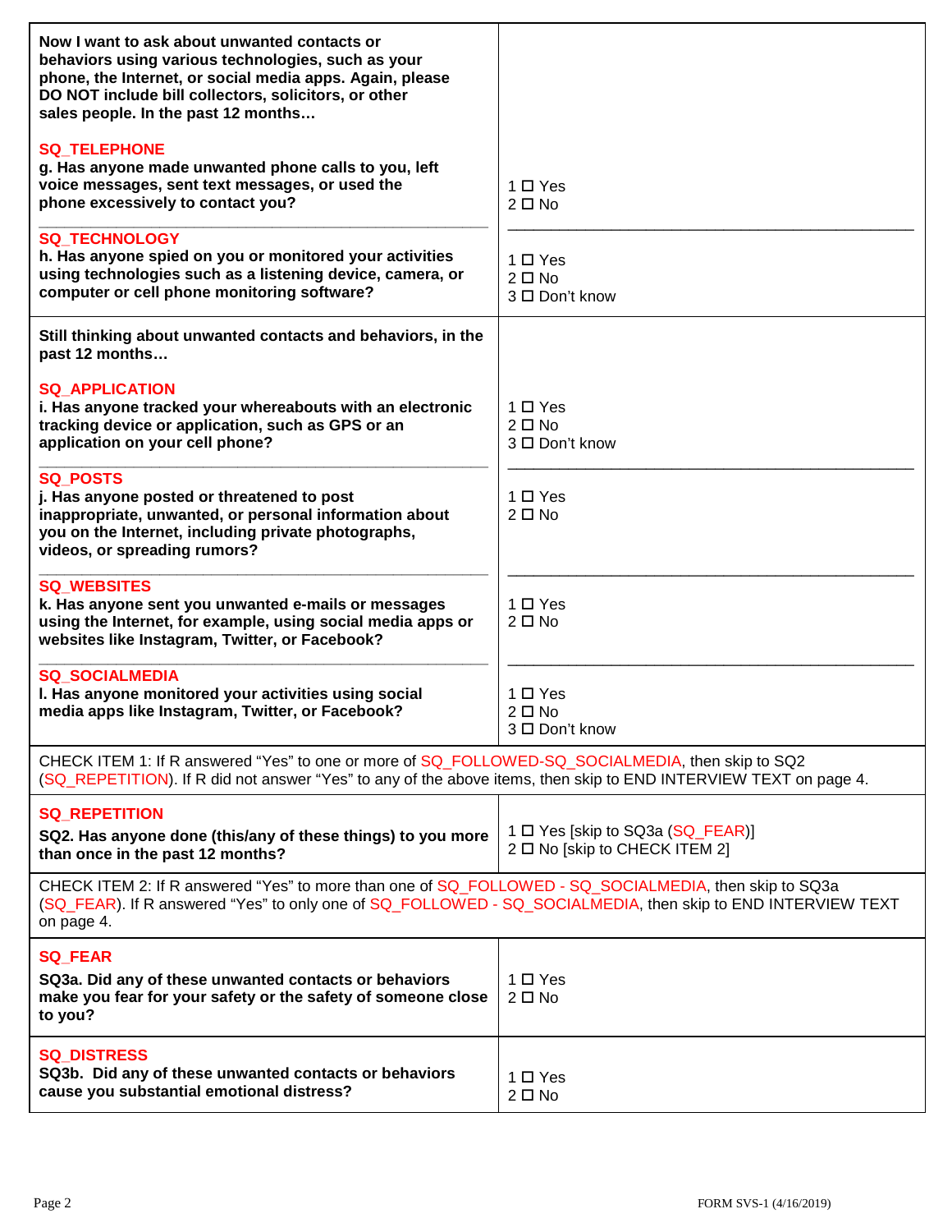| | |
|---|---|
| **Now I want to ask about unwanted contacts or behaviors using various technologies, such as your phone, the Internet, or social media apps. Again, please DO NOT include bill collectors, solicitors, or other sales people. In the past 12 months…** | |
| **SQ_TELEPHONE**<br>**g. Has anyone made unwanted phone calls to you, left voice messages, sent text messages, or used the phone excessively to contact you?** | 1 ☐ Yes<br>2 ☐ No |
| **SQ_TECHNOLOGY**<br>**h. Has anyone spied on you or monitored your activities using technologies such as a listening device, camera, or computer or cell phone monitoring software?** | 1 ☐ Yes<br>2 ☐ No<br>3 ☐ Don't know |
| **Still thinking about unwanted contacts and behaviors, in the past 12 months…** | |
| **SQ_APPLICATION**<br>**i. Has anyone tracked your whereabouts with an electronic tracking device or application, such as GPS or an application on your cell phone?** | 1 ☐ Yes<br>2 ☐ No<br>3 ☐ Don't know |
| **SQ_POSTS**<br>**j. Has anyone posted or threatened to post inappropriate, unwanted, or personal information about you on the Internet, including private photographs, videos, or spreading rumors?** | 1 ☐ Yes<br>2 ☐ No |
| **SQ_WEBSITES**<br>**k. Has anyone sent you unwanted e-mails or messages using the Internet, for example, using social media apps or websites like Instagram, Twitter, or Facebook?** | 1 ☐ Yes<br>2 ☐ No |
| **SQ_SOCIALMEDIA**<br>**l. Has anyone monitored your activities using social media apps like Instagram, Twitter, or Facebook?** | 1 ☐ Yes<br>2 ☐ No<br>3 ☐ Don't know |

CHECK ITEM 1: If R answered "Yes" to one or more of SQ_FOLLOWED-SQ_SOCIALMEDIA, then skip to SQ2 (SQ_REPETITION). If R did not answer "Yes" to any of the above items, then skip to END INTERVIEW TEXT on page 4.

| | |
|---|---|
| **SQ_REPETITION**<br>**SQ2. Has anyone done (this/any of these things) to you more than once in the past 12 months?** | 1 ☐ Yes [skip to SQ3a (SQ_FEAR)]<br>2 ☐ No [skip to CHECK ITEM 2] |

CHECK ITEM 2: If R answered "Yes" to more than one of SQ_FOLLOWED - SQ_SOCIALMEDIA, then skip to SQ3a (SQ_FEAR). If R answered "Yes" to only one of SQ_FOLLOWED - SQ_SOCIALMEDIA, then skip to END INTERVIEW TEXT on page 4.

| | |
|---|---|
| **SQ_FEAR**<br>**SQ3a. Did any of these unwanted contacts or behaviors make you fear for your safety or the safety of someone close to you?** | 1 ☐ Yes<br>2 ☐ No |
| **SQ_DISTRESS**<br>**SQ3b. Did any of these unwanted contacts or behaviors cause you substantial emotional distress?** | 1 ☐ Yes<br>2 ☐ No |

FORM SVS-1 (4/16/2019)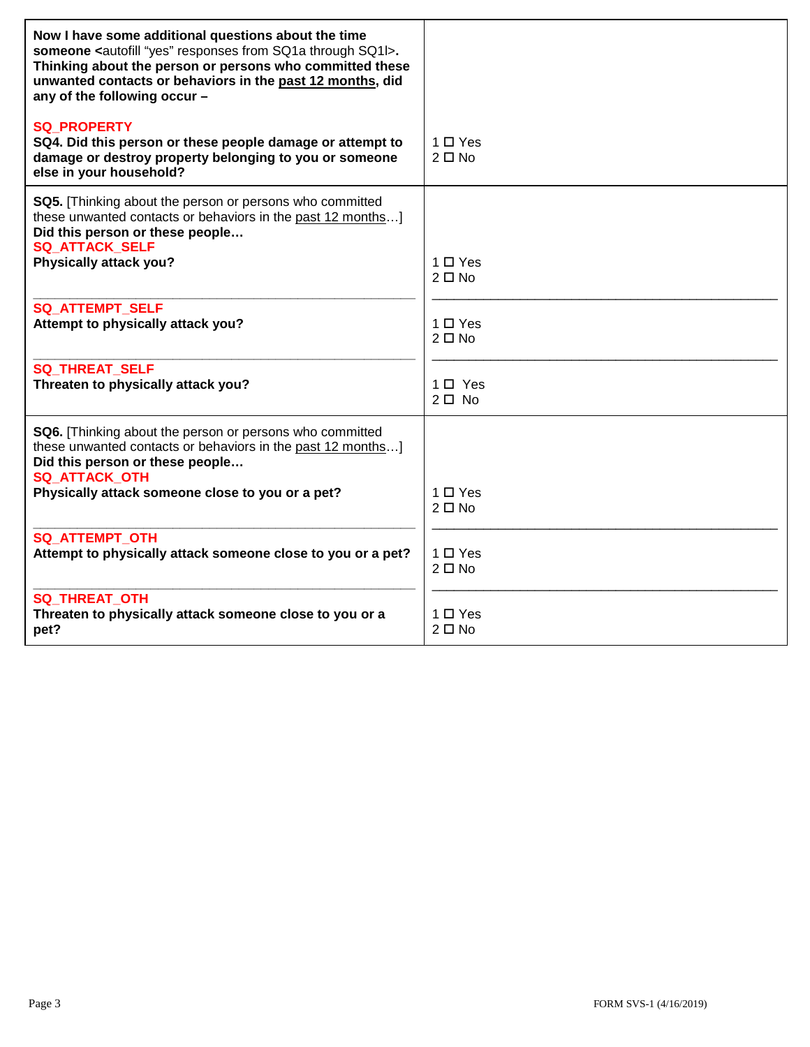| | |
|---|---|
| **Now I have some additional questions about the time someone <**autofill “yes” responses from SQ1a through SQ1l>**. Thinking about the person or persons who committed these unwanted contacts or behaviors in the past 12 months, did any of the following occur –** <br><br> SQ_PROPERTY <br> **SQ4. Did this person or these people damage or attempt to damage or destroy property belonging to you or someone else in your household?** | 1 ☐ Yes <br> 2 ☐ No |
| **SQ5.** [Thinking about the person or persons who committed these unwanted contacts or behaviors in the past 12 months…] **Did this person or these people…** <br> SQ_ATTACK_SELF <br> **Physically attack you?** | 1 ☐ Yes <br> 2 ☐ No |
| SQ_ATTEMPT_SELF <br> **Attempt to physically attack you?** | 1 ☐ Yes <br> 2 ☐ No |
| SQ_THREAT_SELF <br> **Threaten to physically attack you?** | 1 ☐ Yes <br> 2 ☐ No |
| **SQ6.** [Thinking about the person or persons who committed these unwanted contacts or behaviors in the past 12 months…] **Did this person or these people…** <br> SQ_ATTACK_OTH <br> **Physically attack someone close to you or a pet?** | 1 ☐ Yes <br> 2 ☐ No |
| SQ_ATTEMPT_OTH <br> **Attempt to physically attack someone close to you or a pet?** | 1 ☐ Yes <br> 2 ☐ No |
| SQ_THREAT_OTH <br> **Threaten to physically attack someone close to you or a pet?** | 1 ☐ Yes <br> 2 ☐ No |

FORM SVS-1 (4/16/2019)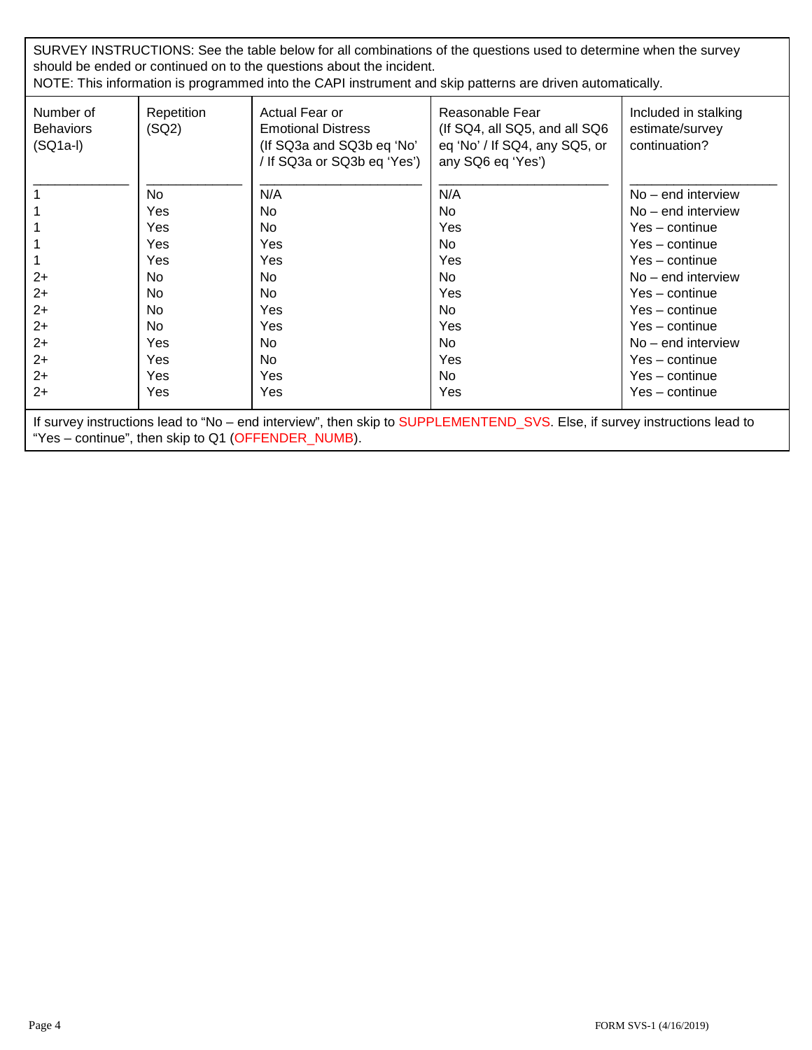SURVEY INSTRUCTIONS: See the table below for all combinations of the questions used to determine when the survey should be ended or continued on to the questions about the incident.
NOTE: This information is programmed into the CAPI instrument and skip patterns are driven automatically.

| Number of Behaviors (SQ1a-l) | Repetition (SQ2) | Actual Fear or Emotional Distress (If SQ3a and SQ3b eq 'No' / If SQ3a or SQ3b eq 'Yes') | Reasonable Fear (If SQ4, all SQ5, and all SQ6 eq 'No' / If SQ4, any SQ5, or any SQ6 eq 'Yes') | Included in stalking estimate/survey continuation? |
|---|---|---|---|---|
| 1 | No | N/A | N/A | No – end interview |
| 1 | Yes | No | No | No – end interview |
| 1 | Yes | No | Yes | Yes – continue |
| 1 | Yes | Yes | No | Yes – continue |
| 1 | Yes | Yes | Yes | Yes – continue |
| 2+ | No | No | No | No – end interview |
| 2+ | No | No | Yes | Yes – continue |
| 2+ | No | Yes | No | Yes – continue |
| 2+ | No | Yes | Yes | Yes – continue |
| 2+ | Yes | No | No | No – end interview |
| 2+ | Yes | No | Yes | Yes – continue |
| 2+ | Yes | Yes | No | Yes – continue |
| 2+ | Yes | Yes | Yes | Yes – continue |

If survey instructions lead to "No – end interview", then skip to SUPPLEMENTEND_SVS. Else, if survey instructions lead to "Yes – continue", then skip to Q1 (OFFENDER_NUMB).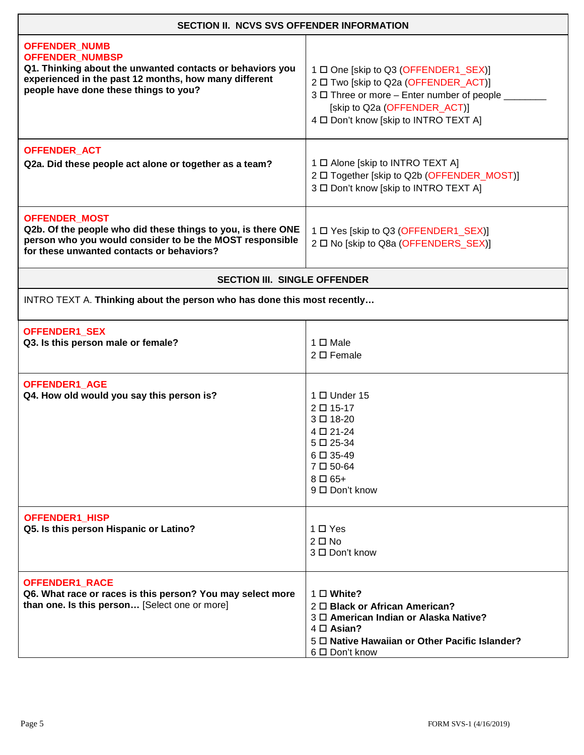| SECTION II. NCVS SVS OFFENDER INFORMATION | |
|---|---|
| OFFENDER_NUMB<br>OFFENDER_NUMBSP<br>**Q1. Thinking about the unwanted contacts or behaviors you experienced in the past 12 months, how many different people have done these things to you?** | 1 ☐ One [skip to Q3 (OFFENDER1_SEX)]<br>2 ☐ Two [skip to Q2a (OFFENDER_ACT)]<br>3 ☐ Three or more – Enter number of people ________ [skip to Q2a (OFFENDER_ACT)]<br>4 ☐ Don't know [skip to INTRO TEXT A] |
| OFFENDER_ACT<br>**Q2a. Did these people act alone or together as a team?** | 1 ☐ Alone [skip to INTRO TEXT A]<br>2 ☐ Together [skip to Q2b (OFFENDER_MOST)]<br>3 ☐ Don't know [skip to INTRO TEXT A] |
| OFFENDER_MOST<br>**Q2b. Of the people who did these things to you, is there ONE person who you would consider to be the MOST responsible for these unwanted contacts or behaviors?** | 1 ☐ Yes [skip to Q3 (OFFENDER1_SEX)]<br>2 ☐ No [skip to Q8a (OFFENDERS_SEX)] |

| SECTION III. SINGLE OFFENDER | |
|---|---|
| INTRO TEXT A. **Thinking about the person who has done this most recently…** | |
| OFFENDER1_SEX<br>**Q3. Is this person male or female?** | 1 ☐ Male<br>2 ☐ Female |
| OFFENDER1_AGE<br>**Q4. How old would you say this person is?** | 1 ☐ Under 15<br>2 ☐ 15-17<br>3 ☐ 18-20<br>4 ☐ 21-24<br>5 ☐ 25-34<br>6 ☐ 35-49<br>7 ☐ 50-64<br>8 ☐ 65+<br>9 ☐ Don't know |
| OFFENDER1_HISP<br>**Q5. Is this person Hispanic or Latino?** | 1 ☐ Yes<br>2 ☐ No<br>3 ☐ Don't know |
| OFFENDER1_RACE<br>**Q6. What race or races is this person? You may select more than one. Is this person…** [Select one or more] | 1 ☐ **White?**<br>2 ☐ **Black or African American?**<br>3 ☐ **American Indian or Alaska Native?**<br>4 ☐ **Asian?**<br>5 ☐ **Native Hawaiian or Other Pacific Islander?**<br>6 ☐ Don't know |

FORM SVS-1 (4/16/2019)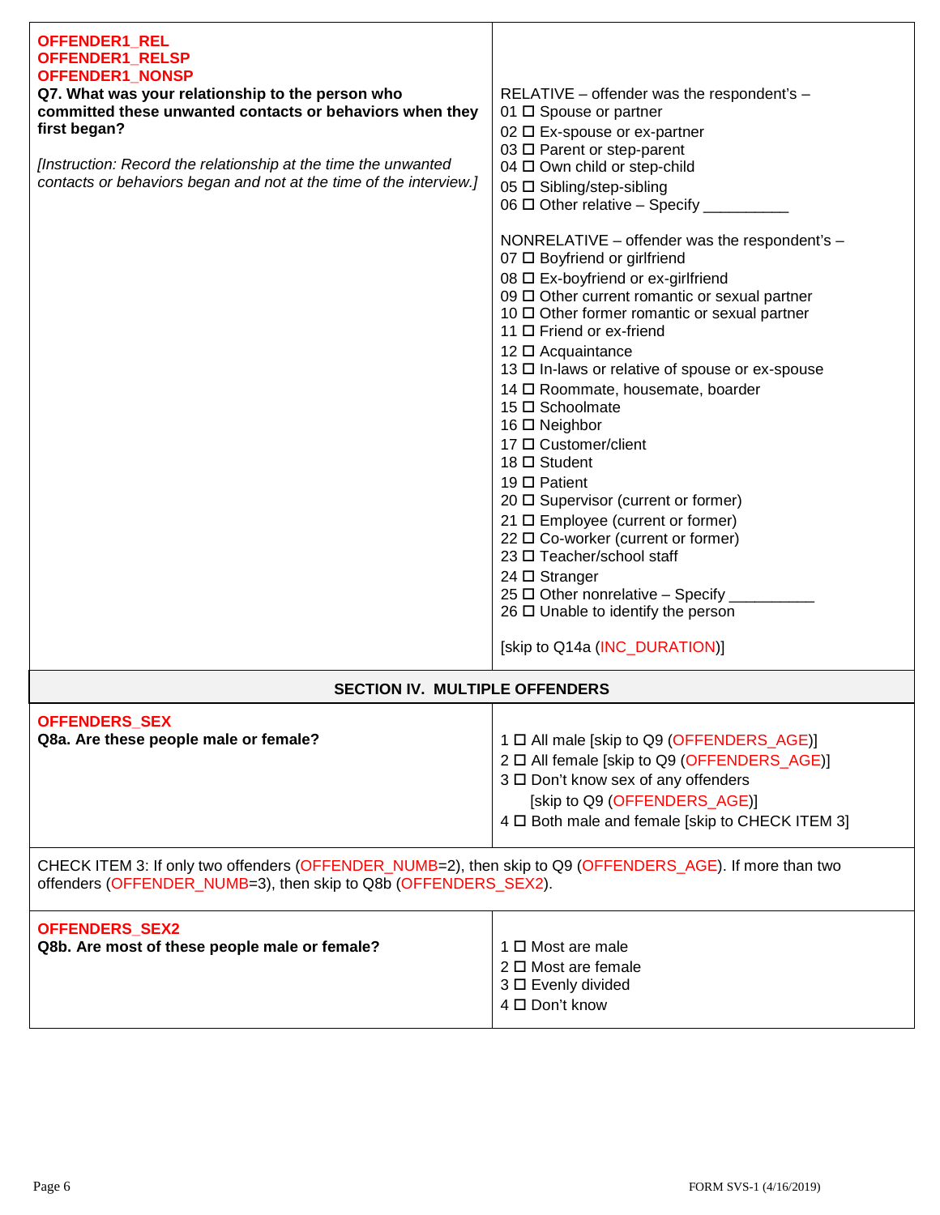| | |
|---|---|
| **OFFENDER1_REL**<br>**OFFENDER1_RELSP**<br>**OFFENDER1_NONSP**<br>**Q7. What was your relationship to the person who committed these unwanted contacts or behaviors when they first began?**<br><br>*[Instruction: Record the relationship at the time the unwanted contacts or behaviors began and not at the time of the interview.]* | RELATIVE – offender was the respondent's –<br>01 ☐ Spouse or partner<br>02 ☐ Ex-spouse or ex-partner<br>03 ☐ Parent or step-parent<br>04 ☐ Own child or step-child<br>05 ☐ Sibling/step-sibling<br>06 ☐ Other relative – Specify __________<br><br>NONRELATIVE – offender was the respondent's –<br>07 ☐ Boyfriend or girlfriend<br>08 ☐ Ex-boyfriend or ex-girlfriend<br>09 ☐ Other current romantic or sexual partner<br>10 ☐ Other former romantic or sexual partner<br>11 ☐ Friend or ex-friend<br>12 ☐ Acquaintance<br>13 ☐ In-laws or relative of spouse or ex-spouse<br>14 ☐ Roommate, housemate, boarder<br>15 ☐ Schoolmate<br>16 ☐ Neighbor<br>17 ☐ Customer/client<br>18 ☐ Student<br>19 ☐ Patient<br>20 ☐ Supervisor (current or former)<br>21 ☐ Employee (current or former)<br>22 ☐ Co-worker (current or former)<br>23 ☐ Teacher/school staff<br>24 ☐ Stranger<br>25 ☐ Other nonrelative – Specify __________<br>26 ☐ Unable to identify the person<br><br>[skip to Q14a (INC_DURATION)] |

## SECTION IV. MULTIPLE OFFENDERS

| | |
|---|---|
| **OFFENDERS_SEX**<br>**Q8a. Are these people male or female?** | 1 ☐ All male [skip to Q9 (OFFENDERS_AGE)]<br>2 ☐ All female [skip to Q9 (OFFENDERS_AGE)]<br>3 ☐ Don't know sex of any offenders [skip to Q9 (OFFENDERS_AGE)]<br>4 ☐ Both male and female [skip to CHECK ITEM 3] |

CHECK ITEM 3: If only two offenders (OFFENDER_NUMB=2), then skip to Q9 (OFFENDERS_AGE). If more than two offenders (OFFENDER_NUMB=3), then skip to Q8b (OFFENDERS_SEX2).

| | |
|---|---|
| **OFFENDERS_SEX2**<br>**Q8b. Are most of these people male or female?** | 1 ☐ Most are male<br>2 ☐ Most are female<br>3 ☐ Evenly divided<br>4 ☐ Don't know |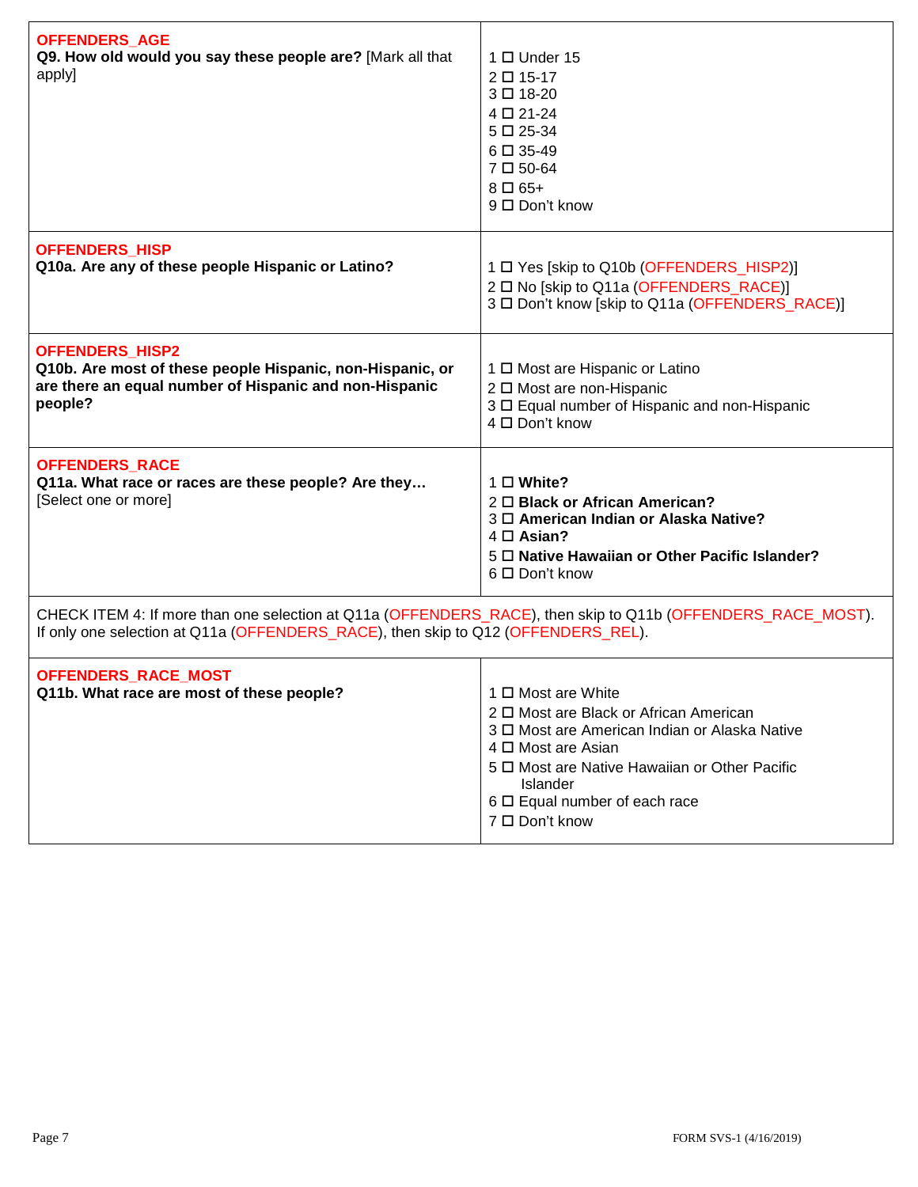| | |
|---|---|
| **OFFENDERS_AGE**<br>**Q9. How old would you say these people are?** [Mark all that apply] | 1 ☐ Under 15<br>2 ☐ 15-17<br>3 ☐ 18-20<br>4 ☐ 21-24<br>5 ☐ 25-34<br>6 ☐ 35-49<br>7 ☐ 50-64<br>8 ☐ 65+<br>9 ☐ Don't know |
| **OFFENDERS_HISP**<br>**Q10a. Are any of these people Hispanic or Latino?** | 1 ☐ Yes [skip to Q10b (OFFENDERS_HISP2)]<br>2 ☐ No [skip to Q11a (OFFENDERS_RACE)]<br>3 ☐ Don't know [skip to Q11a (OFFENDERS_RACE)] |
| **OFFENDERS_HISP2**<br>**Q10b. Are most of these people Hispanic, non-Hispanic, or are there an equal number of Hispanic and non-Hispanic people?** | 1 ☐ Most are Hispanic or Latino<br>2 ☐ Most are non-Hispanic<br>3 ☐ Equal number of Hispanic and non-Hispanic<br>4 ☐ Don't know |
| **OFFENDERS_RACE**<br>**Q11a. What race or races are these people? Are they…**<br>[Select one or more] | 1 ☐ **White?**<br>2 ☐ **Black or African American?**<br>3 ☐ **American Indian or Alaska Native?**<br>4 ☐ **Asian?**<br>5 ☐ **Native Hawaiian or Other Pacific Islander?**<br>6 ☐ Don't know |
| CHECK ITEM 4: If more than one selection at Q11a (OFFENDERS_RACE), then skip to Q11b (OFFENDERS_RACE_MOST). If only one selection at Q11a (OFFENDERS_RACE), then skip to Q12 (OFFENDERS_REL). | |
| **OFFENDERS_RACE_MOST**<br>**Q11b. What race are most of these people?** | 1 ☐ Most are White<br>2 ☐ Most are Black or African American<br>3 ☐ Most are American Indian or Alaska Native<br>4 ☐ Most are Asian<br>5 ☐ Most are Native Hawaiian or Other Pacific Islander<br>6 ☐ Equal number of each race<br>7 ☐ Don't know |

FORM SVS-1 (4/16/2019)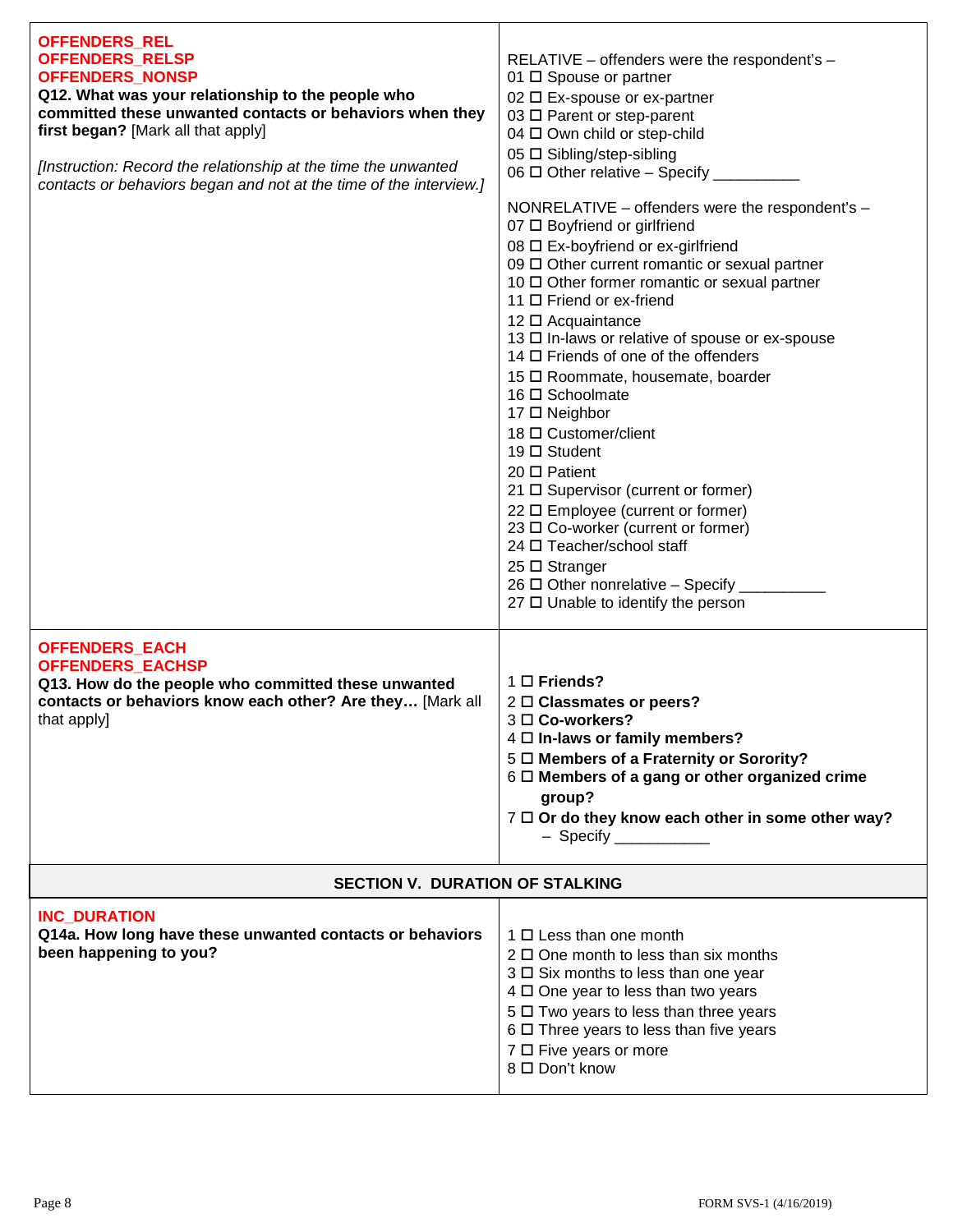| | |
|---|---|
| **OFFENDERS_REL**<br>**OFFENDERS_RELSP**<br>**OFFENDERS_NONSP**<br>**Q12. What was your relationship to the people who committed these unwanted contacts or behaviors when they first began?** [Mark all that apply]<br><br>*[Instruction: Record the relationship at the time the unwanted contacts or behaviors began and not at the time of the interview.]* | RELATIVE – offenders were the respondent's –<br>01 ☐ Spouse or partner<br>02 ☐ Ex-spouse or ex-partner<br>03 ☐ Parent or step-parent<br>04 ☐ Own child or step-child<br>05 ☐ Sibling/step-sibling<br>06 ☐ Other relative – Specify __________<br><br>NONRELATIVE – offenders were the respondent's –<br>07 ☐ Boyfriend or girlfriend<br>08 ☐ Ex-boyfriend or ex-girlfriend<br>09 ☐ Other current romantic or sexual partner<br>10 ☐ Other former romantic or sexual partner<br>11 ☐ Friend or ex-friend<br>12 ☐ Acquaintance<br>13 ☐ In-laws or relative of spouse or ex-spouse<br>14 ☐ Friends of one of the offenders<br>15 ☐ Roommate, housemate, boarder<br>16 ☐ Schoolmate<br>17 ☐ Neighbor<br>18 ☐ Customer/client<br>19 ☐ Student<br>20 ☐ Patient<br>21 ☐ Supervisor (current or former)<br>22 ☐ Employee (current or former)<br>23 ☐ Co-worker (current or former)<br>24 ☐ Teacher/school staff<br>25 ☐ Stranger<br>26 ☐ Other nonrelative – Specify __________<br>27 ☐ Unable to identify the person |
| **OFFENDERS_EACH**<br>**OFFENDERS_EACHSP**<br>**Q13. How do the people who committed these unwanted contacts or behaviors know each other? Are they…** [Mark all that apply] | 1 ☐ **Friends?**<br>2 ☐ **Classmates or peers?**<br>3 ☐ **Co-workers?**<br>4 ☐ **In-laws or family members?**<br>5 ☐ **Members of a Fraternity or Sorority?**<br>6 ☐ **Members of a gang or other organized crime group?**<br>7 ☐ **Or do they know each other in some other way?** – Specify ___________ |

## SECTION V. DURATION OF STALKING

| | |
|---|---|
| **INC_DURATION**<br>**Q14a. How long have these unwanted contacts or behaviors been happening to you?** | 1 ☐ Less than one month<br>2 ☐ One month to less than six months<br>3 ☐ Six months to less than one year<br>4 ☐ One year to less than two years<br>5 ☐ Two years to less than three years<br>6 ☐ Three years to less than five years<br>7 ☐ Five years or more<br>8 ☐ Don't know |

FORM SVS-1 (4/16/2019)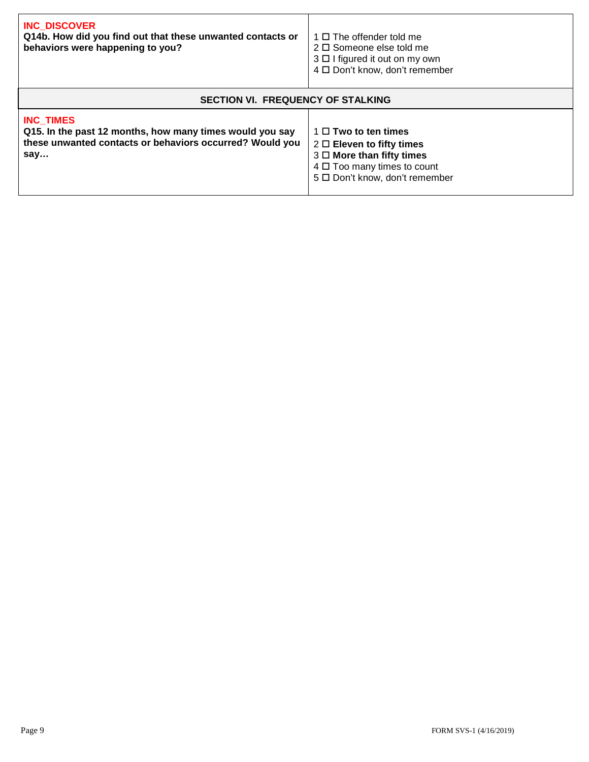| **INC_DISCOVER**<br>**Q14b. How did you find out that these unwanted contacts or behaviors were happening to you?** | 1 ☐ The offender told me<br>2 ☐ Someone else told me<br>3 ☐ I figured it out on my own<br>4 ☐ Don't know, don't remember |
|---|---|

## SECTION VI. FREQUENCY OF STALKING

| **INC_TIMES**<br>**Q15. In the past 12 months, how many times would you say these unwanted contacts or behaviors occurred? Would you say…** | 1 ☐ **Two to ten times**<br>2 ☐ **Eleven to fifty times**<br>3 ☐ **More than fifty times**<br>4 ☐ Too many times to count<br>5 ☐ Don't know, don't remember |
|---|---|

FORM SVS-1 (4/16/2019)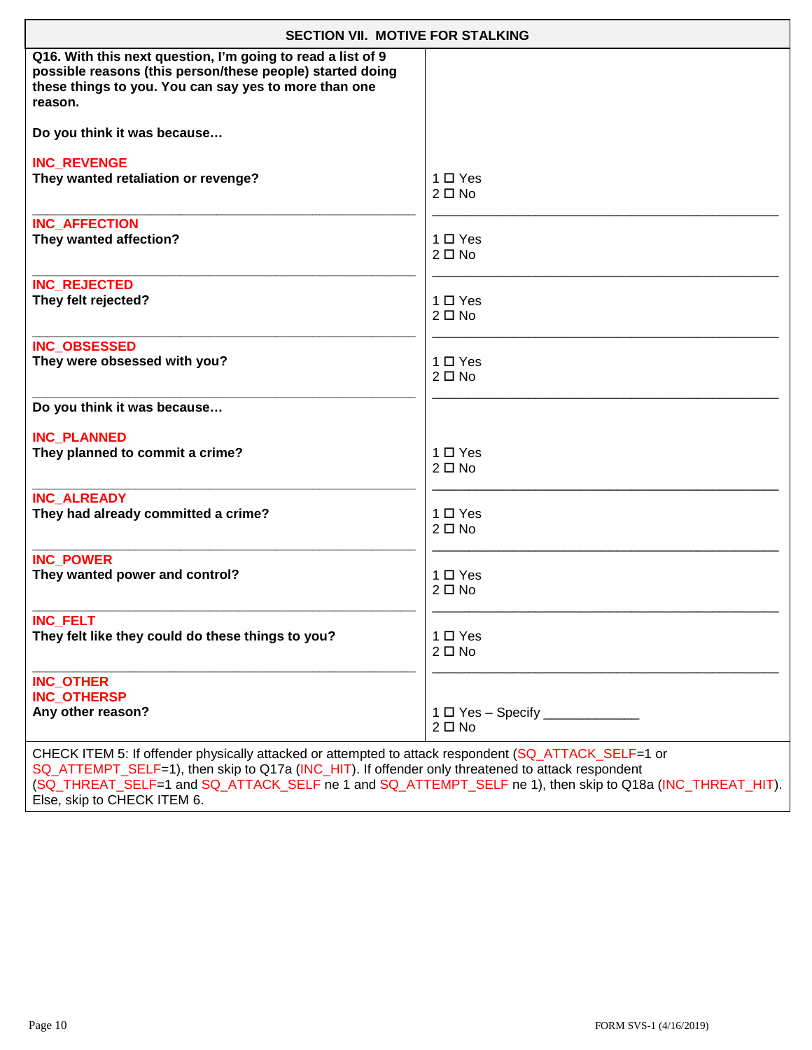## SECTION VII. MOTIVE FOR STALKING

**Q16. With this next question, I'm going to read a list of 9 possible reasons (this person/these people) started doing these things to you. You can say yes to more than one reason.**

**Do you think it was because…**

| Question | Response |
|---|---|
| INC_REVENGE<br>**They wanted retaliation or revenge?** | 1 ☐ Yes<br>2 ☐ No |
| INC_AFFECTION<br>**They wanted affection?** | 1 ☐ Yes<br>2 ☐ No |
| INC_REJECTED<br>**They felt rejected?** | 1 ☐ Yes<br>2 ☐ No |
| INC_OBSESSED<br>**They were obsessed with you?** | 1 ☐ Yes<br>2 ☐ No |
| **Do you think it was because…**<br><br>INC_PLANNED<br>**They planned to commit a crime?** | 1 ☐ Yes<br>2 ☐ No |
| INC_ALREADY<br>**They had already committed a crime?** | 1 ☐ Yes<br>2 ☐ No |
| INC_POWER<br>**They wanted power and control?** | 1 ☐ Yes<br>2 ☐ No |
| INC_FELT<br>**They felt like they could do these things to you?** | 1 ☐ Yes<br>2 ☐ No |
| INC_OTHER<br>INC_OTHERSP<br>**Any other reason?** | 1 ☐ Yes – Specify ____________<br>2 ☐ No |

CHECK ITEM 5: If offender physically attacked or attempted to attack respondent (SQ_ATTACK_SELF=1 or SQ_ATTEMPT_SELF=1), then skip to Q17a (INC_HIT). If offender only threatened to attack respondent (SQ_THREAT_SELF=1 and SQ_ATTACK_SELF ne 1 and SQ_ATTEMPT_SELF ne 1), then skip to Q18a (INC_THREAT_HIT). Else, skip to CHECK ITEM 6.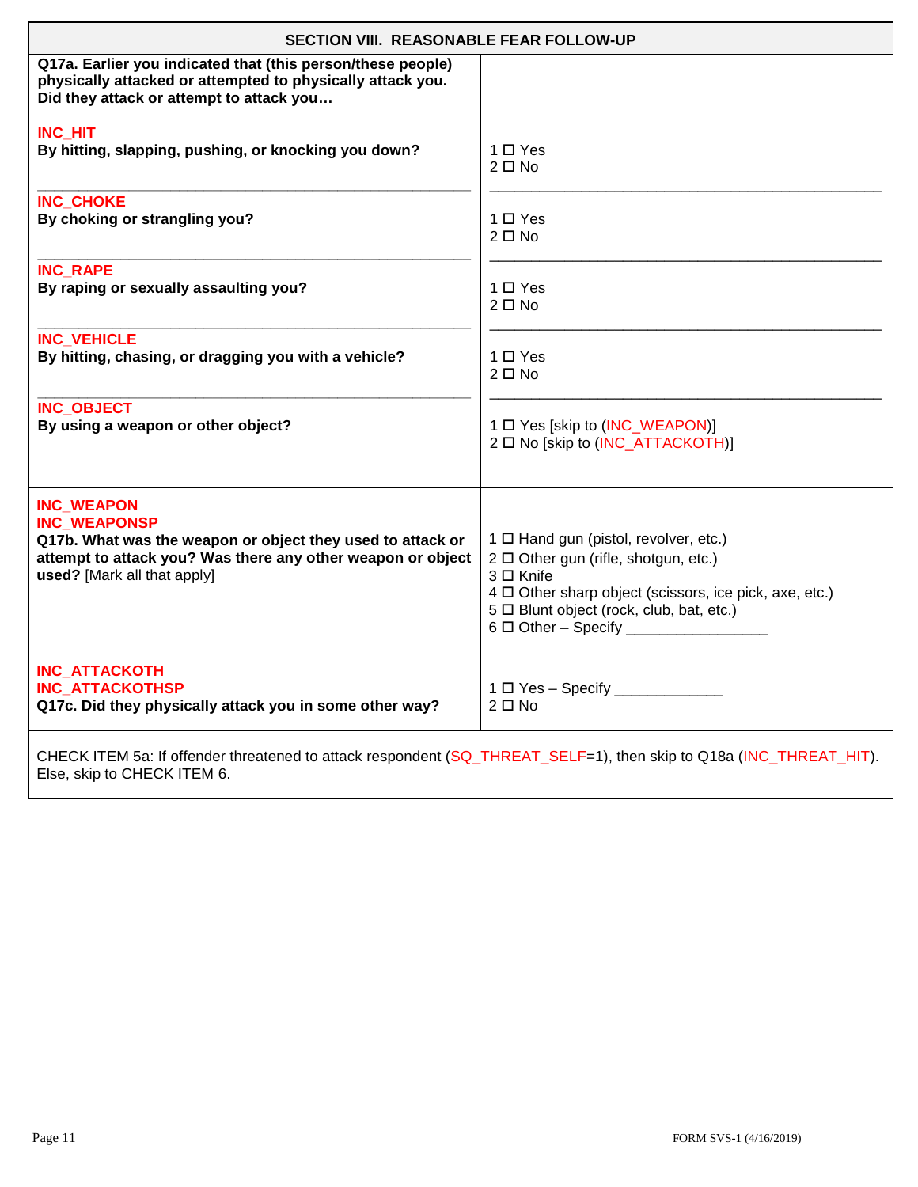## SECTION VIII. REASONABLE FEAR FOLLOW-UP

| Question | Response |
|---|---|
| **Q17a. Earlier you indicated that (this person/these people) physically attacked or attempted to physically attack you. Did they attack or attempt to attack you…** | |
| INC_HIT<br>**By hitting, slapping, pushing, or knocking you down?** | 1 ☐ Yes<br>2 ☐ No |
| INC_CHOKE<br>**By choking or strangling you?** | 1 ☐ Yes<br>2 ☐ No |
| INC_RAPE<br>**By raping or sexually assaulting you?** | 1 ☐ Yes<br>2 ☐ No |
| INC_VEHICLE<br>**By hitting, chasing, or dragging you with a vehicle?** | 1 ☐ Yes<br>2 ☐ No |
| INC_OBJECT<br>**By using a weapon or other object?** | 1 ☐ Yes [skip to (INC_WEAPON)]<br>2 ☐ No [skip to (INC_ATTACKOTH)] |
| INC_WEAPON<br>INC_WEAPONSP<br>**Q17b. What was the weapon or object they used to attack or attempt to attack you? Was there any other weapon or object used?** [Mark all that apply] | 1 ☐ Hand gun (pistol, revolver, etc.)<br>2 ☐ Other gun (rifle, shotgun, etc.)<br>3 ☐ Knife<br>4 ☐ Other sharp object (scissors, ice pick, axe, etc.)<br>5 ☐ Blunt object (rock, club, bat, etc.)<br>6 ☐ Other – Specify _________________ |
| INC_ATTACKOTH<br>INC_ATTACKOTHSP<br>**Q17c. Did they physically attack you in some other way?** | 1 ☐ Yes – Specify _____________<br>2 ☐ No |

CHECK ITEM 5a: If offender threatened to attack respondent (SQ_THREAT_SELF=1), then skip to Q18a (INC_THREAT_HIT). Else, skip to CHECK ITEM 6.

FORM SVS-1 (4/16/2019)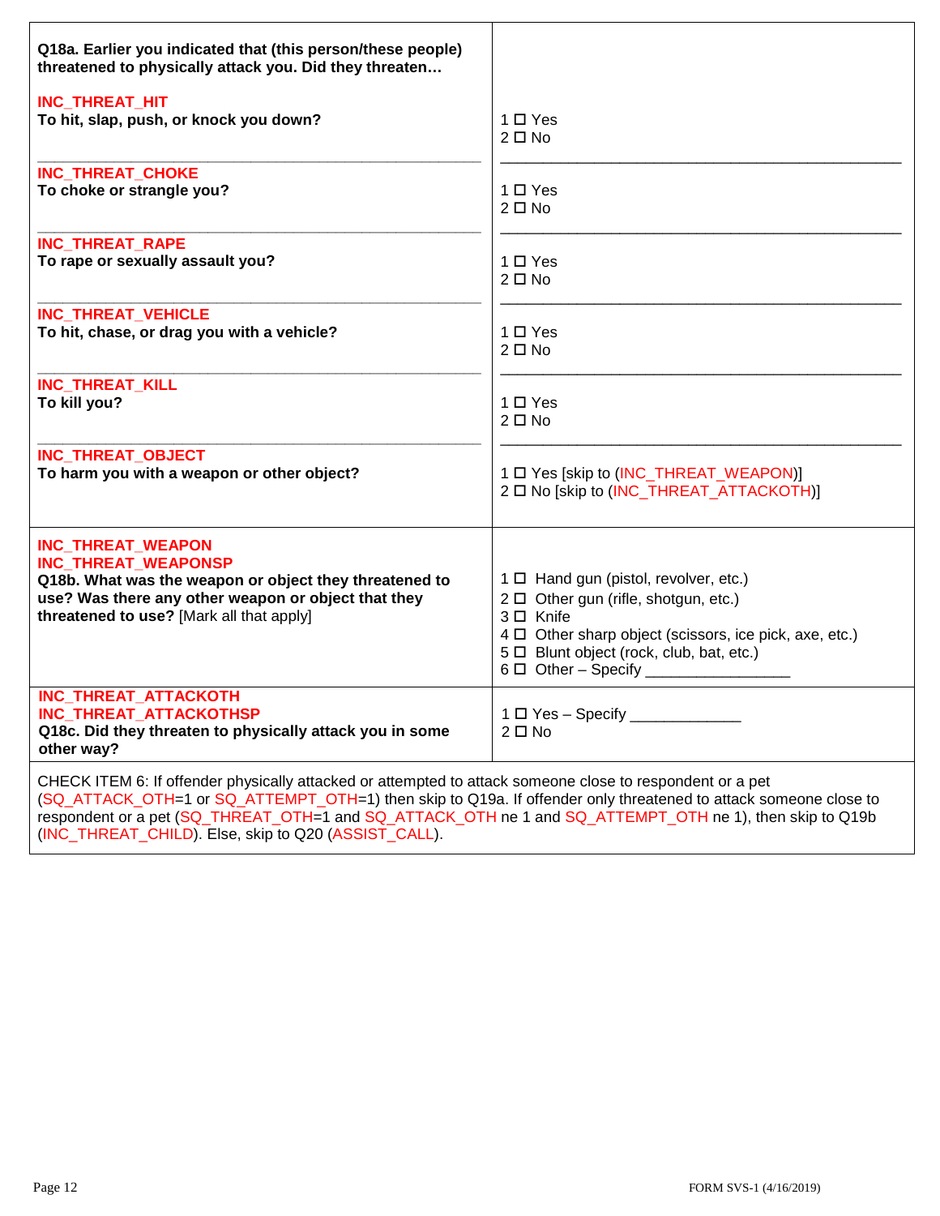| | |
|---|---|
| **Q18a. Earlier you indicated that (this person/these people) threatened to physically attack you. Did they threaten…** | |
| INC_THREAT_HIT<br>**To hit, slap, push, or knock you down?** | 1 ☐ Yes<br>2 ☐ No |
| INC_THREAT_CHOKE<br>**To choke or strangle you?** | 1 ☐ Yes<br>2 ☐ No |
| INC_THREAT_RAPE<br>**To rape or sexually assault you?** | 1 ☐ Yes<br>2 ☐ No |
| INC_THREAT_VEHICLE<br>**To hit, chase, or drag you with a vehicle?** | 1 ☐ Yes<br>2 ☐ No |
| INC_THREAT_KILL<br>**To kill you?** | 1 ☐ Yes<br>2 ☐ No |
| INC_THREAT_OBJECT<br>**To harm you with a weapon or other object?** | 1 ☐ Yes [skip to (INC_THREAT_WEAPON)]<br>2 ☐ No [skip to (INC_THREAT_ATTACKOTH)] |
| INC_THREAT_WEAPON<br>INC_THREAT_WEAPONSP<br>**Q18b. What was the weapon or object they threatened to use? Was there any other weapon or object that they threatened to use?** [Mark all that apply] | 1 ☐ Hand gun (pistol, revolver, etc.)<br>2 ☐ Other gun (rifle, shotgun, etc.)<br>3 ☐ Knife<br>4 ☐ Other sharp object (scissors, ice pick, axe, etc.)<br>5 ☐ Blunt object (rock, club, bat, etc.)<br>6 ☐ Other – Specify ________________ |
| INC_THREAT_ATTACKOTH<br>INC_THREAT_ATTACKOTHSP<br>**Q18c. Did they threaten to physically attack you in some other way?** | 1 ☐ Yes – Specify ____________<br>2 ☐ No |

CHECK ITEM 6: If offender physically attacked or attempted to attack someone close to respondent or a pet (SQ_ATTACK_OTH=1 or SQ_ATTEMPT_OTH=1) then skip to Q19a. If offender only threatened to attack someone close to respondent or a pet (SQ_THREAT_OTH=1 and SQ_ATTACK_OTH ne 1 and SQ_ATTEMPT_OTH ne 1), then skip to Q19b (INC_THREAT_CHILD). Else, skip to Q20 (ASSIST_CALL).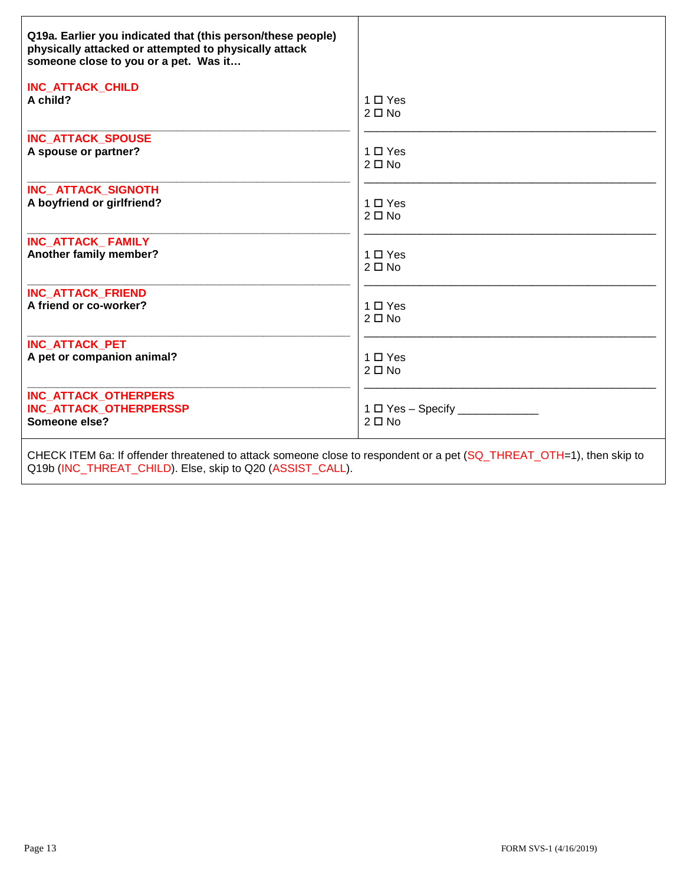| Q19a. Earlier you indicated that (this person/these people) physically attacked or attempted to physically attack someone close to you or a pet. Was it… | |
|---|---|
| INC_ATTACK_CHILD<br>**A child?** | 1 ☐ Yes<br>2 ☐ No |
| INC_ATTACK_SPOUSE<br>**A spouse or partner?** | 1 ☐ Yes<br>2 ☐ No |
| INC_ ATTACK_SIGNOTH<br>**A boyfriend or girlfriend?** | 1 ☐ Yes<br>2 ☐ No |
| INC_ATTACK_ FAMILY<br>**Another family member?** | 1 ☐ Yes<br>2 ☐ No |
| INC_ATTACK_FRIEND<br>**A friend or co-worker?** | 1 ☐ Yes<br>2 ☐ No |
| INC_ATTACK_PET<br>**A pet or companion animal?** | 1 ☐ Yes<br>2 ☐ No |
| INC_ATTACK_OTHERPERS<br>INC_ATTACK_OTHERPERSSP<br>**Someone else?** | 1 ☐ Yes – Specify ____________<br>2 ☐ No |

CHECK ITEM 6a: If offender threatened to attack someone close to respondent or a pet (SQ_THREAT_OTH=1), then skip to Q19b (INC_THREAT_CHILD). Else, skip to Q20 (ASSIST_CALL).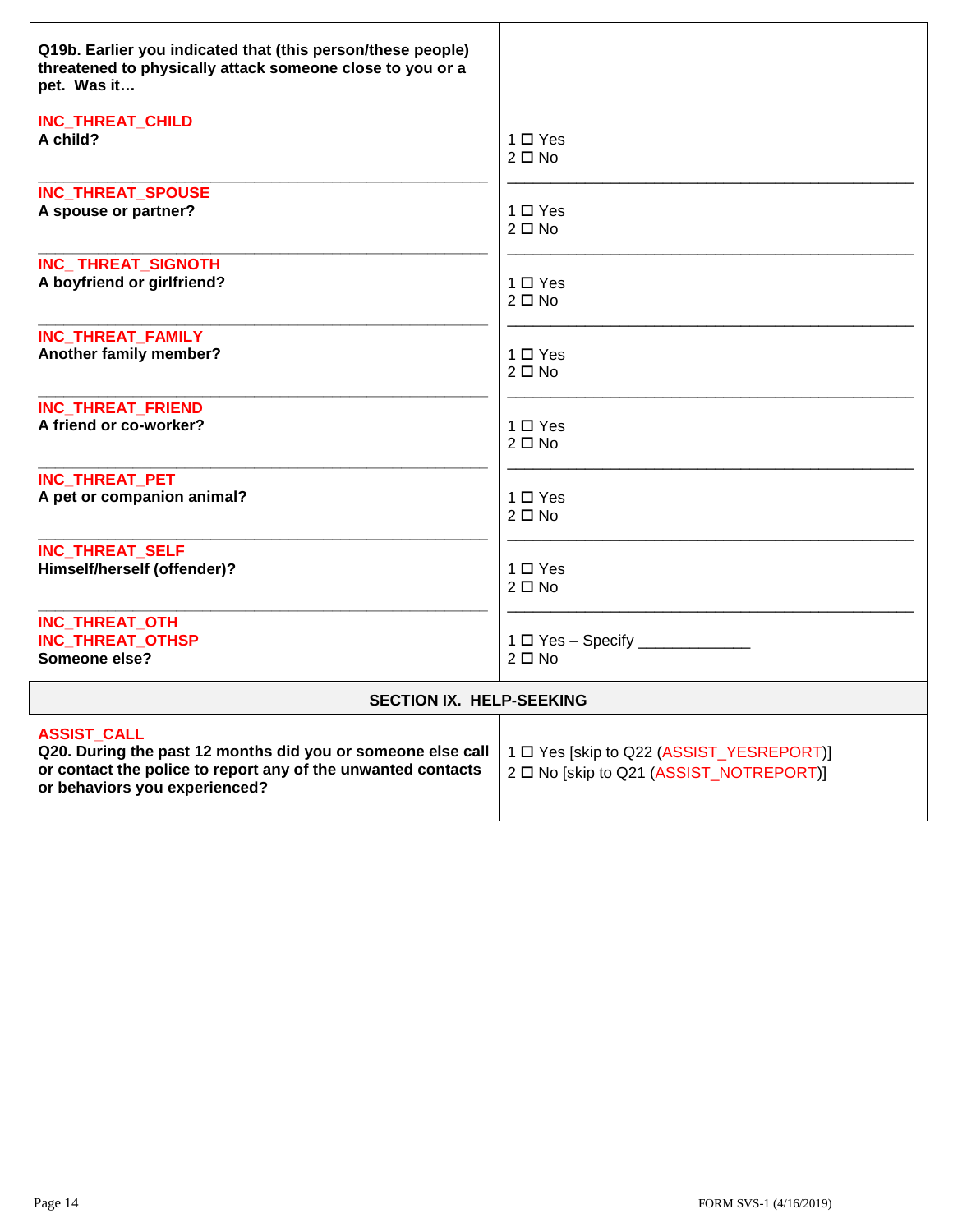| | |
|---|---|
| **Q19b. Earlier you indicated that (this person/these people) threatened to physically attack someone close to you or a pet. Was it…** | |
| INC_THREAT_CHILD<br>**A child?** | 1 ☐ Yes<br>2 ☐ No |
| INC_THREAT_SPOUSE<br>**A spouse or partner?** | 1 ☐ Yes<br>2 ☐ No |
| INC_ THREAT_SIGNOTH<br>**A boyfriend or girlfriend?** | 1 ☐ Yes<br>2 ☐ No |
| INC_THREAT_FAMILY<br>**Another family member?** | 1 ☐ Yes<br>2 ☐ No |
| INC_THREAT_FRIEND<br>**A friend or co-worker?** | 1 ☐ Yes<br>2 ☐ No |
| INC_THREAT_PET<br>**A pet or companion animal?** | 1 ☐ Yes<br>2 ☐ No |
| INC_THREAT_SELF<br>**Himself/herself (offender)?** | 1 ☐ Yes<br>2 ☐ No |
| INC_THREAT_OTH<br>INC_THREAT_OTHSP<br>**Someone else?** | 1 ☐ Yes – Specify ____________<br>2 ☐ No |

## SECTION IX. HELP-SEEKING

| | |
|---|---|
| ASSIST_CALL<br>**Q20. During the past 12 months did you or someone else call or contact the police to report any of the unwanted contacts or behaviors you experienced?** | 1 ☐ Yes [skip to Q22 (ASSIST_YESREPORT)]<br>2 ☐ No [skip to Q21 (ASSIST_NOTREPORT)] |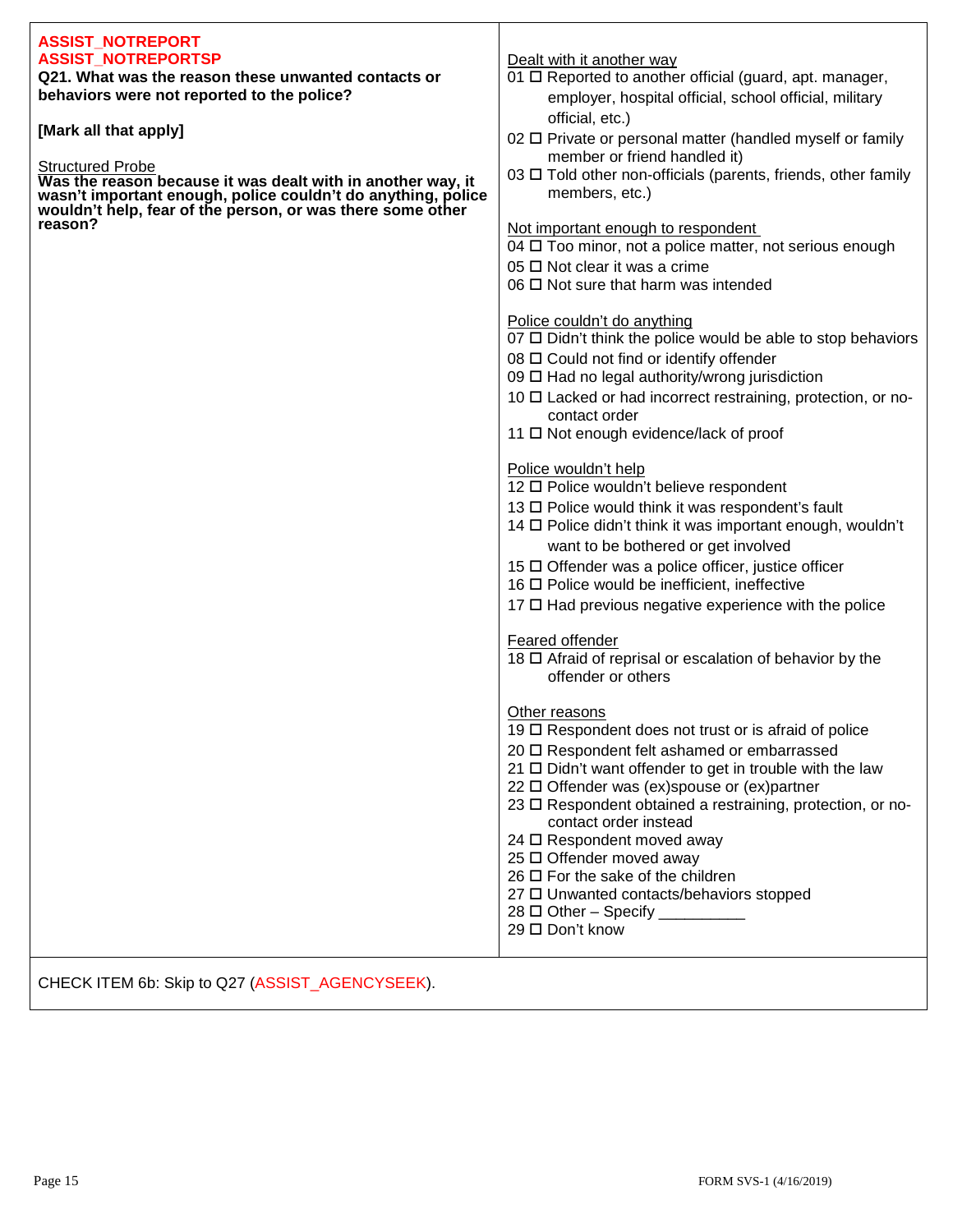**ASSIST_NOTREPORT**
**ASSIST_NOTREPORTSP**

**Q21. What was the reason these unwanted contacts or behaviors were not reported to the police?**

**[Mark all that apply]**

Structured Probe
**Was the reason because it was dealt with in another way, it wasn't important enough, police couldn't do anything, police wouldn't help, fear of the person, or was there some other reason?**

Dealt with it another way
- 01 ☐ Reported to another official (guard, apt. manager, employer, hospital official, school official, military official, etc.)
- 02 ☐ Private or personal matter (handled myself or family member or friend handled it)
- 03 ☐ Told other non-officials (parents, friends, other family members, etc.)

Not important enough to respondent
- 04 ☐ Too minor, not a police matter, not serious enough
- 05 ☐ Not clear it was a crime
- 06 ☐ Not sure that harm was intended

Police couldn't do anything
- 07 ☐ Didn't think the police would be able to stop behaviors
- 08 ☐ Could not find or identify offender
- 09 ☐ Had no legal authority/wrong jurisdiction
- 10 ☐ Lacked or had incorrect restraining, protection, or no-contact order
- 11 ☐ Not enough evidence/lack of proof

Police wouldn't help
- 12 ☐ Police wouldn't believe respondent
- 13 ☐ Police would think it was respondent's fault
- 14 ☐ Police didn't think it was important enough, wouldn't want to be bothered or get involved
- 15 ☐ Offender was a police officer, justice officer
- 16 ☐ Police would be inefficient, ineffective
- 17 ☐ Had previous negative experience with the police

Feared offender
- 18 ☐ Afraid of reprisal or escalation of behavior by the offender or others

Other reasons
- 19 ☐ Respondent does not trust or is afraid of police
- 20 ☐ Respondent felt ashamed or embarrassed
- 21 ☐ Didn't want offender to get in trouble with the law
- 22 ☐ Offender was (ex)spouse or (ex)partner
- 23 ☐ Respondent obtained a restraining, protection, or no-contact order instead
- 24 ☐ Respondent moved away
- 25 ☐ Offender moved away
- 26 ☐ For the sake of the children
- 27 ☐ Unwanted contacts/behaviors stopped
- 28 ☐ Other – Specify __________
- 29 ☐ Don't know

CHECK ITEM 6b: Skip to Q27 (ASSIST_AGENCYSEEK).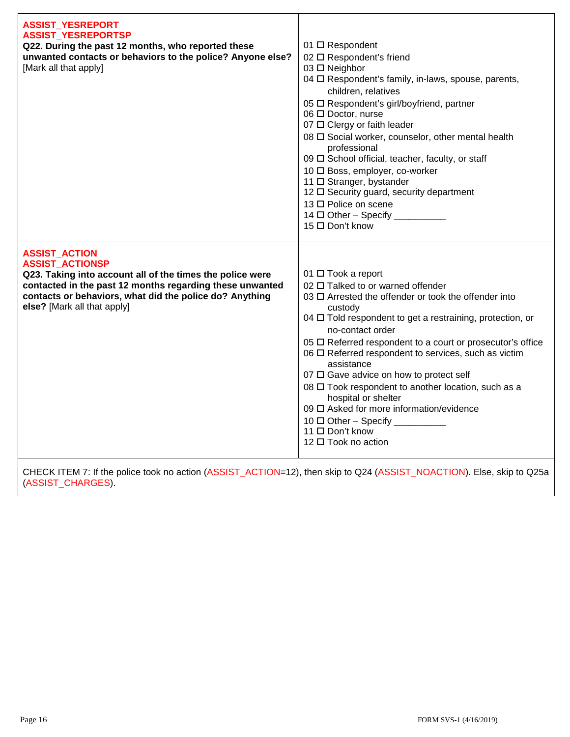| | |
|---|---|
| **ASSIST_YESREPORT**<br>**ASSIST_YESREPORTSP**<br>**Q22. During the past 12 months, who reported these unwanted contacts or behaviors to the police? Anyone else?** [Mark all that apply] | 01 ☐ Respondent<br>02 ☐ Respondent's friend<br>03 ☐ Neighbor<br>04 ☐ Respondent's family, in-laws, spouse, parents, children, relatives<br>05 ☐ Respondent's girl/boyfriend, partner<br>06 ☐ Doctor, nurse<br>07 ☐ Clergy or faith leader<br>08 ☐ Social worker, counselor, other mental health professional<br>09 ☐ School official, teacher, faculty, or staff<br>10 ☐ Boss, employer, co-worker<br>11 ☐ Stranger, bystander<br>12 ☐ Security guard, security department<br>13 ☐ Police on scene<br>14 ☐ Other – Specify __________<br>15 ☐ Don't know |
| **ASSIST_ACTION**<br>**ASSIST_ACTIONSP**<br>**Q23. Taking into account all of the times the police were contacted in the past 12 months regarding these unwanted contacts or behaviors, what did the police do? Anything else?** [Mark all that apply] | 01 ☐ Took a report<br>02 ☐ Talked to or warned offender<br>03 ☐ Arrested the offender or took the offender into custody<br>04 ☐ Told respondent to get a restraining, protection, or no-contact order<br>05 ☐ Referred respondent to a court or prosecutor's office<br>06 ☐ Referred respondent to services, such as victim assistance<br>07 ☐ Gave advice on how to protect self<br>08 ☐ Took respondent to another location, such as a hospital or shelter<br>09 ☐ Asked for more information/evidence<br>10 ☐ Other – Specify __________<br>11 ☐ Don't know<br>12 ☐ Took no action |

CHECK ITEM 7: If the police took no action (ASSIST_ACTION=12), then skip to Q24 (ASSIST_NOACTION). Else, skip to Q25a (ASSIST_CHARGES).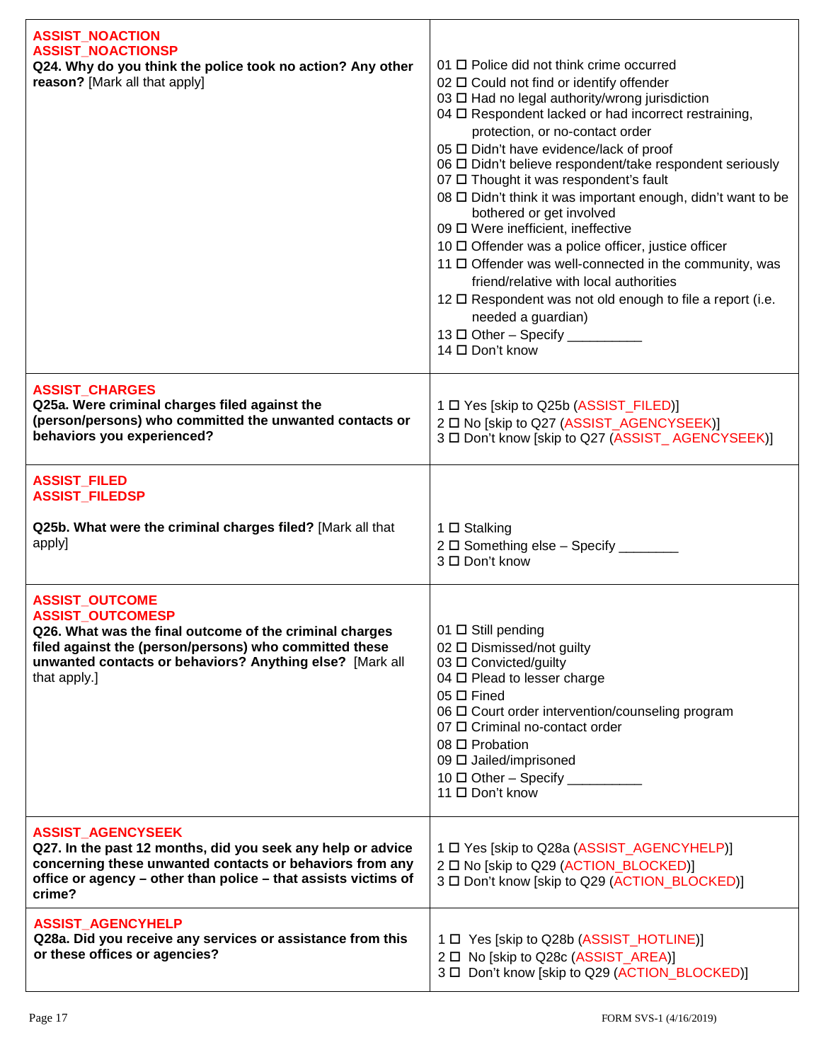| Question | Response options |
|---|---|
| **ASSIST_NOACTION**<br>**ASSIST_NOACTIONSP**<br>**Q24. Why do you think the police took no action? Any other reason?** [Mark all that apply] | 01 ☐ Police did not think crime occurred<br>02 ☐ Could not find or identify offender<br>03 ☐ Had no legal authority/wrong jurisdiction<br>04 ☐ Respondent lacked or had incorrect restraining, protection, or no-contact order<br>05 ☐ Didn't have evidence/lack of proof<br>06 ☐ Didn't believe respondent/take respondent seriously<br>07 ☐ Thought it was respondent's fault<br>08 ☐ Didn't think it was important enough, didn't want to be bothered or get involved<br>09 ☐ Were inefficient, ineffective<br>10 ☐ Offender was a police officer, justice officer<br>11 ☐ Offender was well-connected in the community, was friend/relative with local authorities<br>12 ☐ Respondent was not old enough to file a report (i.e. needed a guardian)<br>13 ☐ Other – Specify __________<br>14 ☐ Don't know |
| **ASSIST_CHARGES**<br>**Q25a. Were criminal charges filed against the (person/persons) who committed the unwanted contacts or behaviors you experienced?** | 1 ☐ Yes [skip to Q25b (ASSIST_FILED)]<br>2 ☐ No [skip to Q27 (ASSIST_AGENCYSEEK)]<br>3 ☐ Don't know [skip to Q27 (ASSIST_ AGENCYSEEK)] |
| **ASSIST_FILED**<br>**ASSIST_FILEDSP**<br>**Q25b. What were the criminal charges filed?** [Mark all that apply] | 1 ☐ Stalking<br>2 ☐ Something else – Specify ________<br>3 ☐ Don't know |
| **ASSIST_OUTCOME**<br>**ASSIST_OUTCOMESP**<br>**Q26. What was the final outcome of the criminal charges filed against the (person/persons) who committed these unwanted contacts or behaviors? Anything else?** [Mark all that apply.] | 01 ☐ Still pending<br>02 ☐ Dismissed/not guilty<br>03 ☐ Convicted/guilty<br>04 ☐ Plead to lesser charge<br>05 ☐ Fined<br>06 ☐ Court order intervention/counseling program<br>07 ☐ Criminal no-contact order<br>08 ☐ Probation<br>09 ☐ Jailed/imprisoned<br>10 ☐ Other – Specify __________<br>11 ☐ Don't know |
| **ASSIST_AGENCYSEEK**<br>**Q27. In the past 12 months, did you seek any help or advice concerning these unwanted contacts or behaviors from any office or agency – other than police – that assists victims of crime?** | 1 ☐ Yes [skip to Q28a (ASSIST_AGENCYHELP)]<br>2 ☐ No [skip to Q29 (ACTION_BLOCKED)]<br>3 ☐ Don't know [skip to Q29 (ACTION_BLOCKED)] |
| **ASSIST_AGENCYHELP**<br>**Q28a. Did you receive any services or assistance from this or these offices or agencies?** | 1 ☐ Yes [skip to Q28b (ASSIST_HOTLINE)]<br>2 ☐ No [skip to Q28c (ASSIST_AREA)]<br>3 ☐ Don't know [skip to Q29 (ACTION_BLOCKED)] |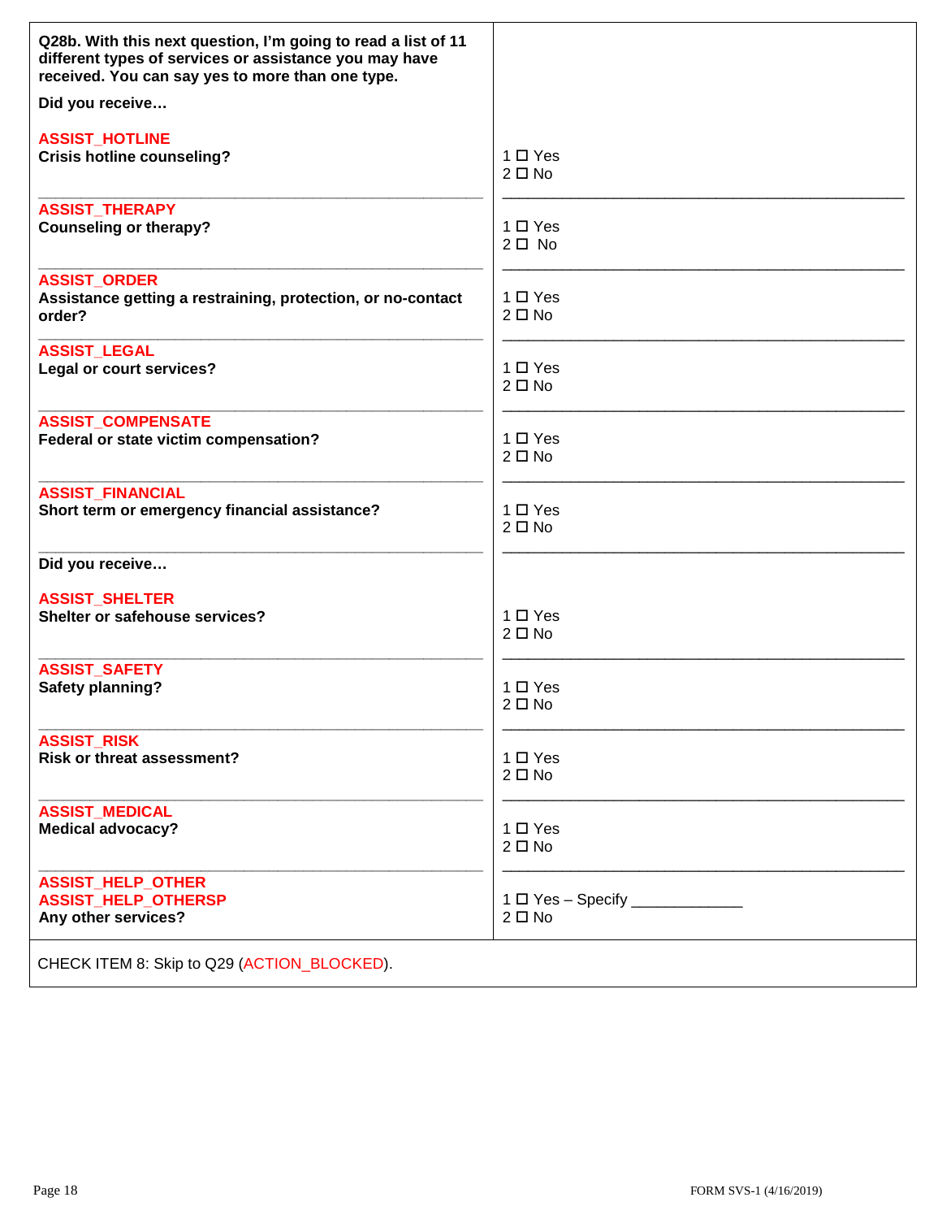| **Q28b. With this next question, I'm going to read a list of 11 different types of services or assistance you may have received. You can say yes to more than one type.**<br><br>**Did you receive…** | |
|---|---|
| ASSIST_HOTLINE<br>**Crisis hotline counseling?** | 1 ☐ Yes<br>2 ☐ No |
| ASSIST_THERAPY<br>**Counseling or therapy?** | 1 ☐ Yes<br>2 ☐ No |
| ASSIST_ORDER<br>**Assistance getting a restraining, protection, or no-contact order?** | 1 ☐ Yes<br>2 ☐ No |
| ASSIST_LEGAL<br>**Legal or court services?** | 1 ☐ Yes<br>2 ☐ No |
| ASSIST_COMPENSATE<br>**Federal or state victim compensation?** | 1 ☐ Yes<br>2 ☐ No |
| ASSIST_FINANCIAL<br>**Short term or emergency financial assistance?** | 1 ☐ Yes<br>2 ☐ No |
| **Did you receive…**<br><br>ASSIST_SHELTER<br>**Shelter or safehouse services?** | 1 ☐ Yes<br>2 ☐ No |
| ASSIST_SAFETY<br>**Safety planning?** | 1 ☐ Yes<br>2 ☐ No |
| ASSIST_RISK<br>**Risk or threat assessment?** | 1 ☐ Yes<br>2 ☐ No |
| ASSIST_MEDICAL<br>**Medical advocacy?** | 1 ☐ Yes<br>2 ☐ No |
| ASSIST_HELP_OTHER<br>ASSIST_HELP_OTHERSP<br>**Any other services?** | 1 ☐ Yes – Specify ____________<br>2 ☐ No |
| CHECK ITEM 8: Skip to Q29 (ACTION_BLOCKED). | |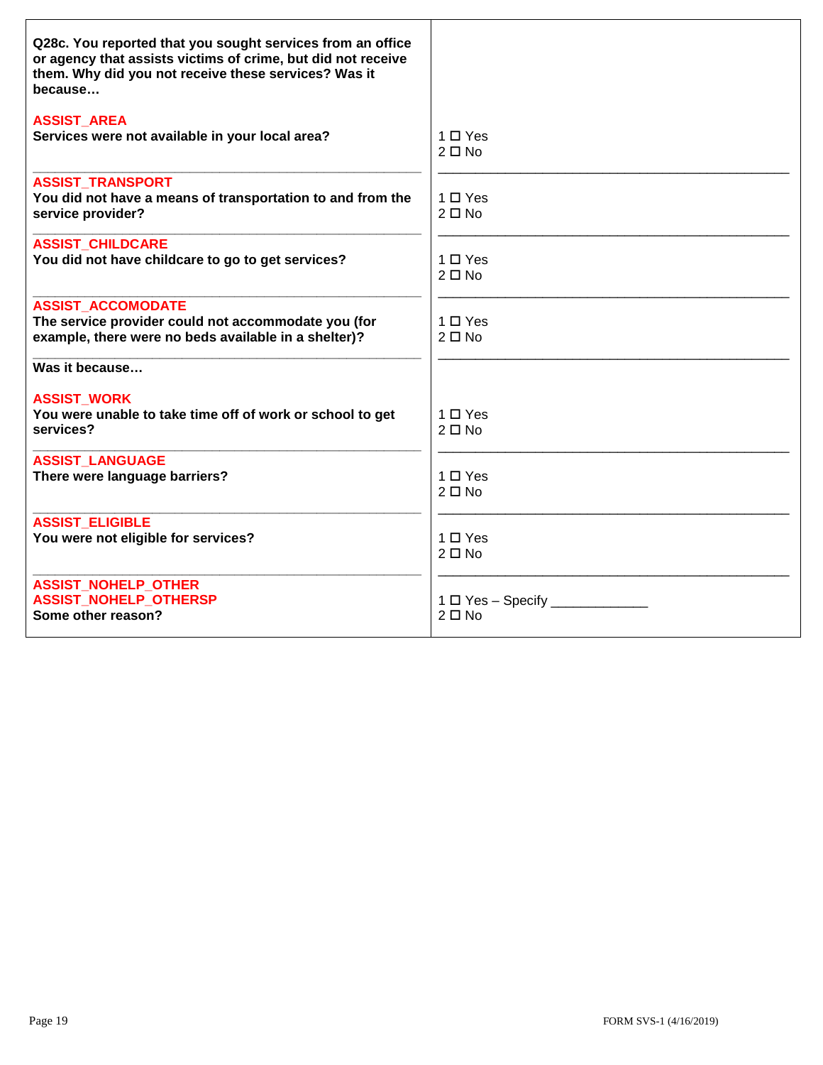| Question | Response |
|---|---|
| **Q28c. You reported that you sought services from an office or agency that assists victims of crime, but did not receive them. Why did you not receive these services? Was it because…** | |
| **ASSIST_AREA**<br>**Services were not available in your local area?** | 1 ☐ Yes<br>2 ☐ No |
| **ASSIST_TRANSPORT**<br>**You did not have a means of transportation to and from the service provider?** | 1 ☐ Yes<br>2 ☐ No |
| **ASSIST_CHILDCARE**<br>**You did not have childcare to go to get services?** | 1 ☐ Yes<br>2 ☐ No |
| **ASSIST_ACCOMODATE**<br>**The service provider could not accommodate you (for example, there were no beds available in a shelter)?** | 1 ☐ Yes<br>2 ☐ No |
| **Was it because…** | |
| **ASSIST_WORK**<br>**You were unable to take time off of work or school to get services?** | 1 ☐ Yes<br>2 ☐ No |
| **ASSIST_LANGUAGE**<br>**There were language barriers?** | 1 ☐ Yes<br>2 ☐ No |
| **ASSIST_ELIGIBLE**<br>**You were not eligible for services?** | 1 ☐ Yes<br>2 ☐ No |
| **ASSIST_NOHELP_OTHER**<br>**ASSIST_NOHELP_OTHERSP**<br>**Some other reason?** | 1 ☐ Yes – Specify ____________<br>2 ☐ No |

FORM SVS-1 (4/16/2019)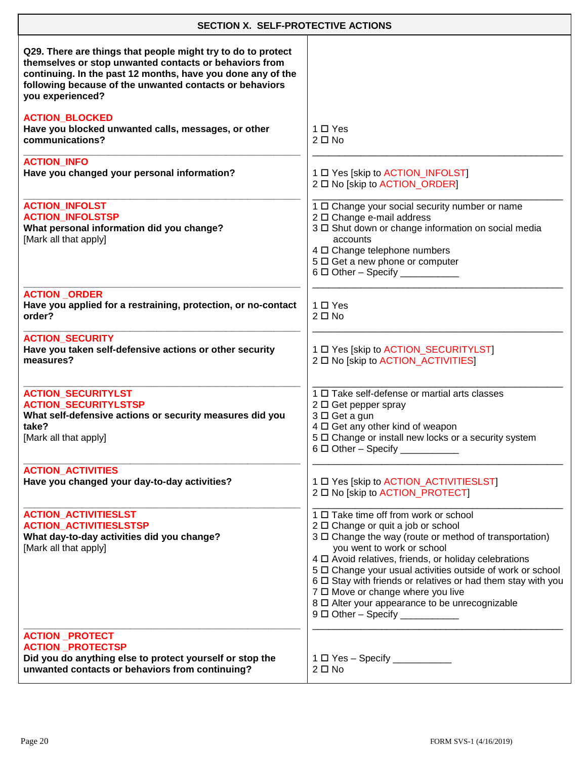## SECTION X. SELF-PROTECTIVE ACTIONS

| Question | Response |
|---|---|
| **Q29. There are things that people might try to do to protect themselves or stop unwanted contacts or behaviors from continuing. In the past 12 months, have you done any of the following because of the unwanted contacts or behaviors you experienced?** | |
| ACTION_BLOCKED<br>**Have you blocked unwanted calls, messages, or other communications?** | 1 ☐ Yes<br>2 ☐ No |
| ACTION_INFO<br>**Have you changed your personal information?** | 1 ☐ Yes [skip to ACTION_INFOLST]<br>2 ☐ No [skip to ACTION_ORDER] |
| ACTION_INFOLST<br>ACTION_INFOLSTSP<br>**What personal information did you change?**<br>[Mark all that apply] | 1 ☐ Change your social security number or name<br>2 ☐ Change e-mail address<br>3 ☐ Shut down or change information on social media accounts<br>4 ☐ Change telephone numbers<br>5 ☐ Get a new phone or computer<br>6 ☐ Other – Specify ___________ |
| ACTION _ORDER<br>**Have you applied for a restraining, protection, or no-contact order?** | 1 ☐ Yes<br>2 ☐ No |
| ACTION_SECURITY<br>**Have you taken self-defensive actions or other security measures?** | 1 ☐ Yes [skip to ACTION_SECURITYLST]<br>2 ☐ No [skip to ACTION_ACTIVITIES] |
| ACTION_SECURITYLST<br>ACTION_SECURITYLSTSP<br>**What self-defensive actions or security measures did you take?**<br>[Mark all that apply] | 1 ☐ Take self-defense or martial arts classes<br>2 ☐ Get pepper spray<br>3 ☐ Get a gun<br>4 ☐ Get any other kind of weapon<br>5 ☐ Change or install new locks or a security system<br>6 ☐ Other – Specify ___________ |
| ACTION_ACTIVITIES<br>**Have you changed your day-to-day activities?** | 1 ☐ Yes [skip to ACTION_ACTIVITIESLST]<br>2 ☐ No [skip to ACTION_PROTECT] |
| ACTION_ACTIVITIESLST<br>ACTION_ACTIVITIESLSTSP<br>**What day-to-day activities did you change?**<br>[Mark all that apply] | 1 ☐ Take time off from work or school<br>2 ☐ Change or quit a job or school<br>3 ☐ Change the way (route or method of transportation) you went to work or school<br>4 ☐ Avoid relatives, friends, or holiday celebrations<br>5 ☐ Change your usual activities outside of work or school<br>6 ☐ Stay with friends or relatives or had them stay with you<br>7 ☐ Move or change where you live<br>8 ☐ Alter your appearance to be unrecognizable<br>9 ☐ Other – Specify ___________ |
| ACTION _PROTECT<br>ACTION _PROTECTSP<br>**Did you do anything else to protect yourself or stop the unwanted contacts or behaviors from continuing?** | 1 ☐ Yes – Specify ___________<br>2 ☐ No |

FORM SVS-1 (4/16/2019)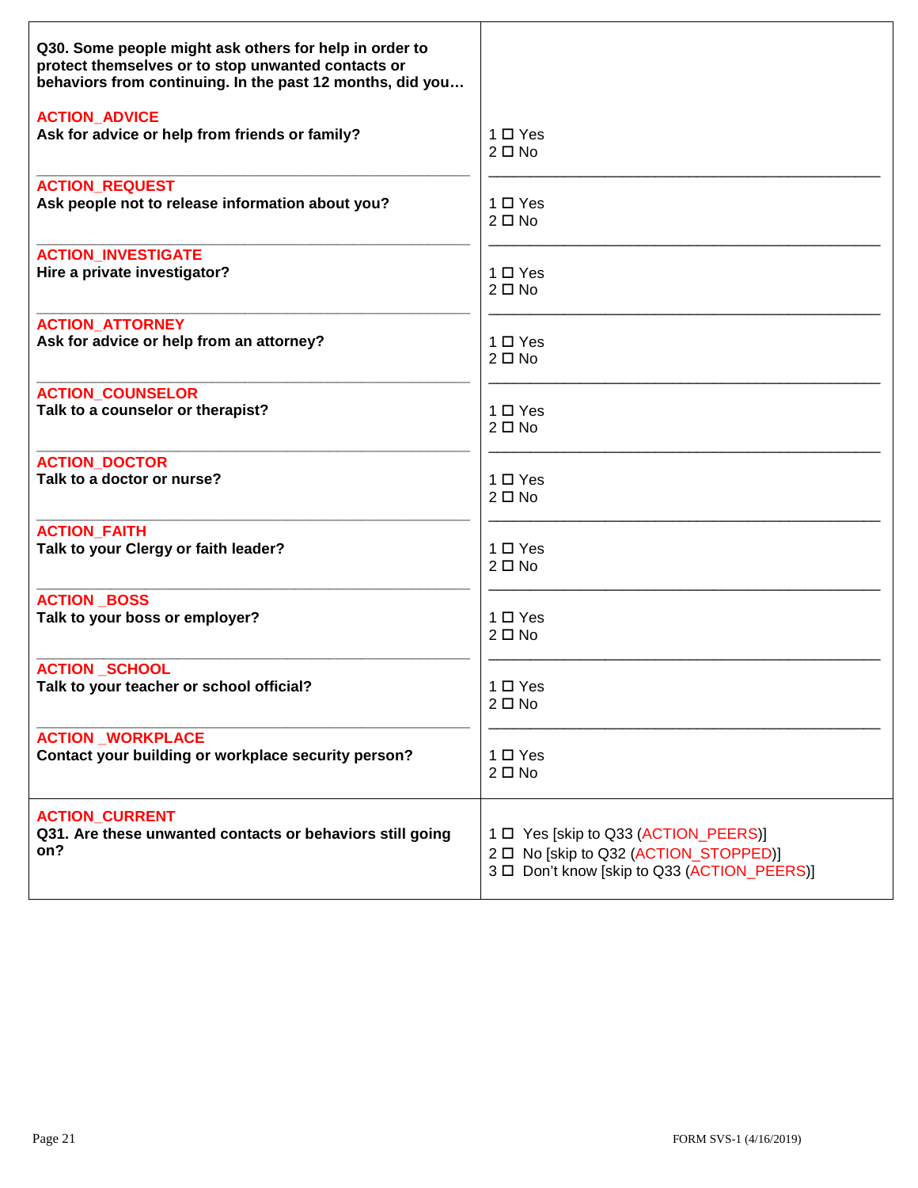| Question | Response |
|---|---|
| **Q30. Some people might ask others for help in order to protect themselves or to stop unwanted contacts or behaviors from continuing. In the past 12 months, did you…** | |
| ACTION_ADVICE<br>**Ask for advice or help from friends or family?** | 1 ☐ Yes<br>2 ☐ No |
| ACTION_REQUEST<br>**Ask people not to release information about you?** | 1 ☐ Yes<br>2 ☐ No |
| ACTION_INVESTIGATE<br>**Hire a private investigator?** | 1 ☐ Yes<br>2 ☐ No |
| ACTION_ATTORNEY<br>**Ask for advice or help from an attorney?** | 1 ☐ Yes<br>2 ☐ No |
| ACTION_COUNSELOR<br>**Talk to a counselor or therapist?** | 1 ☐ Yes<br>2 ☐ No |
| ACTION_DOCTOR<br>**Talk to a doctor or nurse?** | 1 ☐ Yes<br>2 ☐ No |
| ACTION_FAITH<br>**Talk to your Clergy or faith leader?** | 1 ☐ Yes<br>2 ☐ No |
| ACTION _BOSS<br>**Talk to your boss or employer?** | 1 ☐ Yes<br>2 ☐ No |
| ACTION _SCHOOL<br>**Talk to your teacher or school official?** | 1 ☐ Yes<br>2 ☐ No |
| ACTION _WORKPLACE<br>**Contact your building or workplace security person?** | 1 ☐ Yes<br>2 ☐ No |
| ACTION_CURRENT<br>**Q31. Are these unwanted contacts or behaviors still going on?** | 1 ☐ Yes [skip to Q33 (ACTION_PEERS)]<br>2 ☐ No [skip to Q32 (ACTION_STOPPED)]<br>3 ☐ Don't know [skip to Q33 (ACTION_PEERS)] |

FORM SVS-1 (4/16/2019)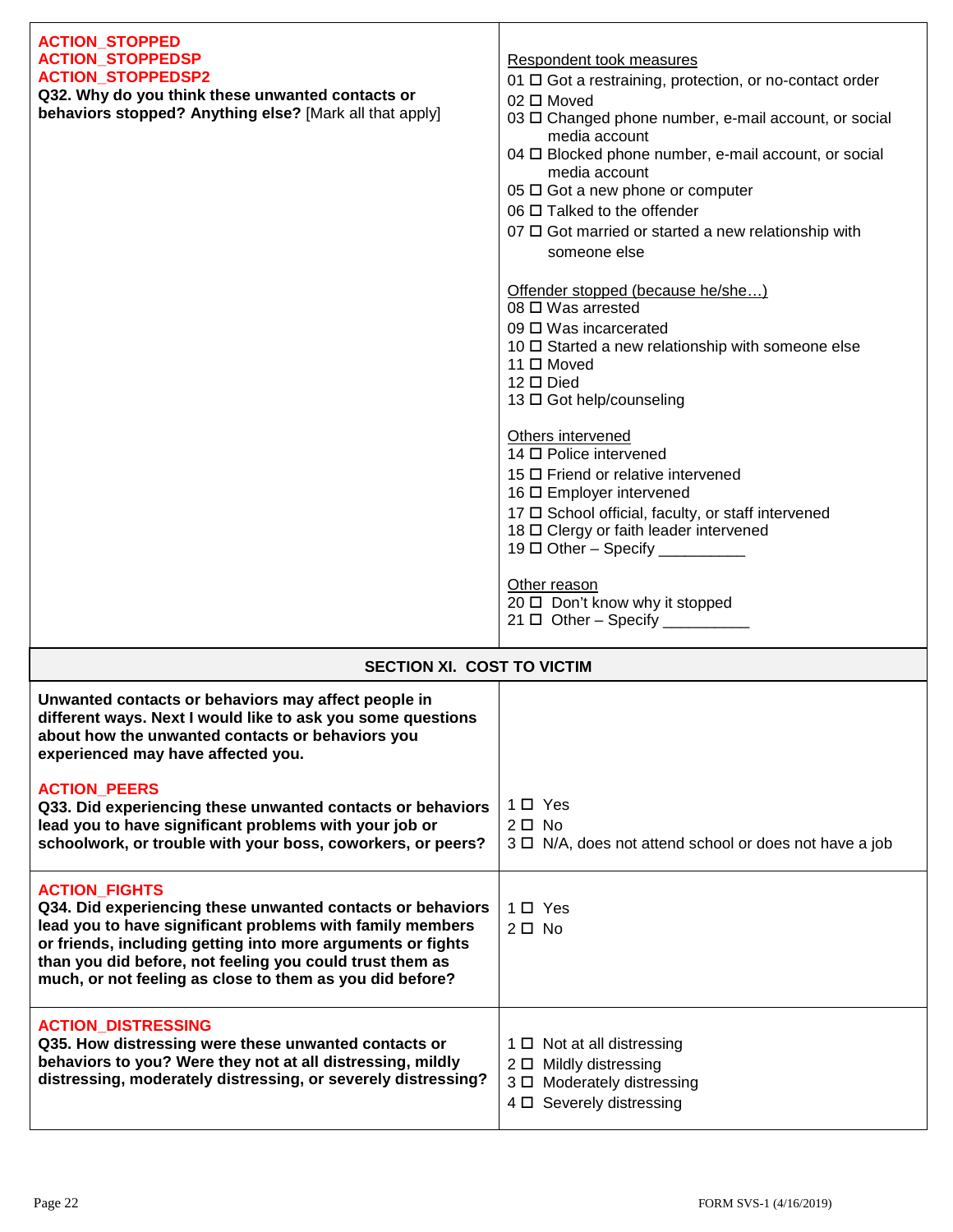**ACTION_STOPPED**
**ACTION_STOPPEDSP**
**ACTION_STOPPEDSP2**
**Q32. Why do you think these unwanted contacts or behaviors stopped? Anything else?** [Mark all that apply]

Respondent took measures
- 01 ☐ Got a restraining, protection, or no-contact order
- 02 ☐ Moved
- 03 ☐ Changed phone number, e-mail account, or social media account
- 04 ☐ Blocked phone number, e-mail account, or social media account
- 05 ☐ Got a new phone or computer
- 06 ☐ Talked to the offender
- 07 ☐ Got married or started a new relationship with someone else

Offender stopped (because he/she…)
- 08 ☐ Was arrested
- 09 ☐ Was incarcerated
- 10 ☐ Started a new relationship with someone else
- 11 ☐ Moved
- 12 ☐ Died
- 13 ☐ Got help/counseling

Others intervened
- 14 ☐ Police intervened
- 15 ☐ Friend or relative intervened
- 16 ☐ Employer intervened
- 17 ☐ School official, faculty, or staff intervened
- 18 ☐ Clergy or faith leader intervened
- 19 ☐ Other – Specify __________

Other reason
- 20 ☐ Don't know why it stopped
- 21 ☐ Other – Specify __________

## SECTION XI. COST TO VICTIM

**Unwanted contacts or behaviors may affect people in different ways. Next I would like to ask you some questions about how the unwanted contacts or behaviors you experienced may have affected you.**

**ACTION_PEERS**
**Q33. Did experiencing these unwanted contacts or behaviors lead you to have significant problems with your job or schoolwork, or trouble with your boss, coworkers, or peers?**

- 1 ☐ Yes
- 2 ☐ No
- 3 ☐ N/A, does not attend school or does not have a job

**ACTION_FIGHTS**
**Q34. Did experiencing these unwanted contacts or behaviors lead you to have significant problems with family members or friends, including getting into more arguments or fights than you did before, not feeling you could trust them as much, or not feeling as close to them as you did before?**

- 1 ☐ Yes
- 2 ☐ No

**ACTION_DISTRESSING**
**Q35. How distressing were these unwanted contacts or behaviors to you? Were they not at all distressing, mildly distressing, moderately distressing, or severely distressing?**

- 1 ☐ Not at all distressing
- 2 ☐ Mildly distressing
- 3 ☐ Moderately distressing
- 4 ☐ Severely distressing

FORM SVS-1 (4/16/2019)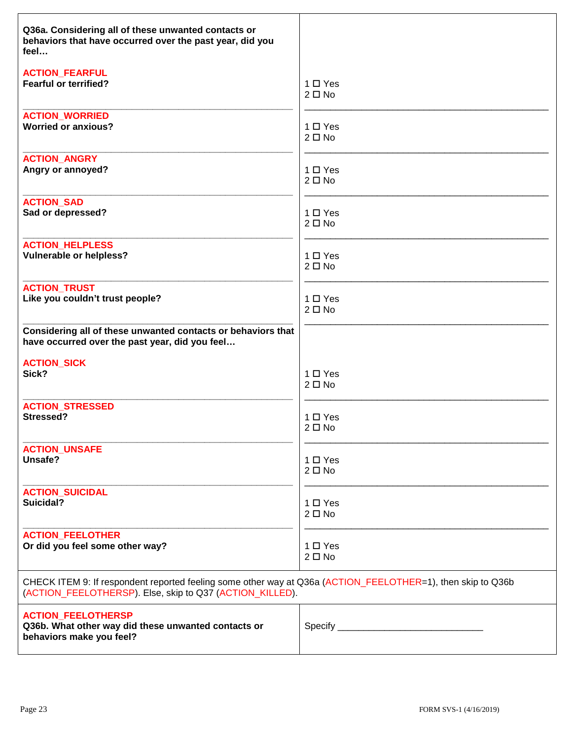| Question | Response |
| --- | --- |
| **Q36a. Considering all of these unwanted contacts or behaviors that have occurred over the past year, did you feel…** | |
| ACTION_FEARFUL<br>**Fearful or terrified?** | 1 ☐ Yes<br>2 ☐ No |
| ACTION_WORRIED<br>**Worried or anxious?** | 1 ☐ Yes<br>2 ☐ No |
| ACTION_ANGRY<br>**Angry or annoyed?** | 1 ☐ Yes<br>2 ☐ No |
| ACTION_SAD<br>**Sad or depressed?** | 1 ☐ Yes<br>2 ☐ No |
| ACTION_HELPLESS<br>**Vulnerable or helpless?** | 1 ☐ Yes<br>2 ☐ No |
| ACTION_TRUST<br>**Like you couldn't trust people?** | 1 ☐ Yes<br>2 ☐ No |
| **Considering all of these unwanted contacts or behaviors that have occurred over the past year, did you feel…** | |
| ACTION_SICK<br>**Sick?** | 1 ☐ Yes<br>2 ☐ No |
| ACTION_STRESSED<br>**Stressed?** | 1 ☐ Yes<br>2 ☐ No |
| ACTION_UNSAFE<br>**Unsafe?** | 1 ☐ Yes<br>2 ☐ No |
| ACTION_SUICIDAL<br>**Suicidal?** | 1 ☐ Yes<br>2 ☐ No |
| ACTION_FEELOTHER<br>**Or did you feel some other way?** | 1 ☐ Yes<br>2 ☐ No |

CHECK ITEM 9: If respondent reported feeling some other way at Q36a (ACTION_FEELOTHER=1), then skip to Q36b (ACTION_FEELOTHERSP). Else, skip to Q37 (ACTION_KILLED).

| Question | Response |
| --- | --- |
| ACTION_FEELOTHERSP<br>**Q36b. What other way did these unwanted contacts or behaviors make you feel?** | Specify ____________________________ |

FORM SVS-1 (4/16/2019)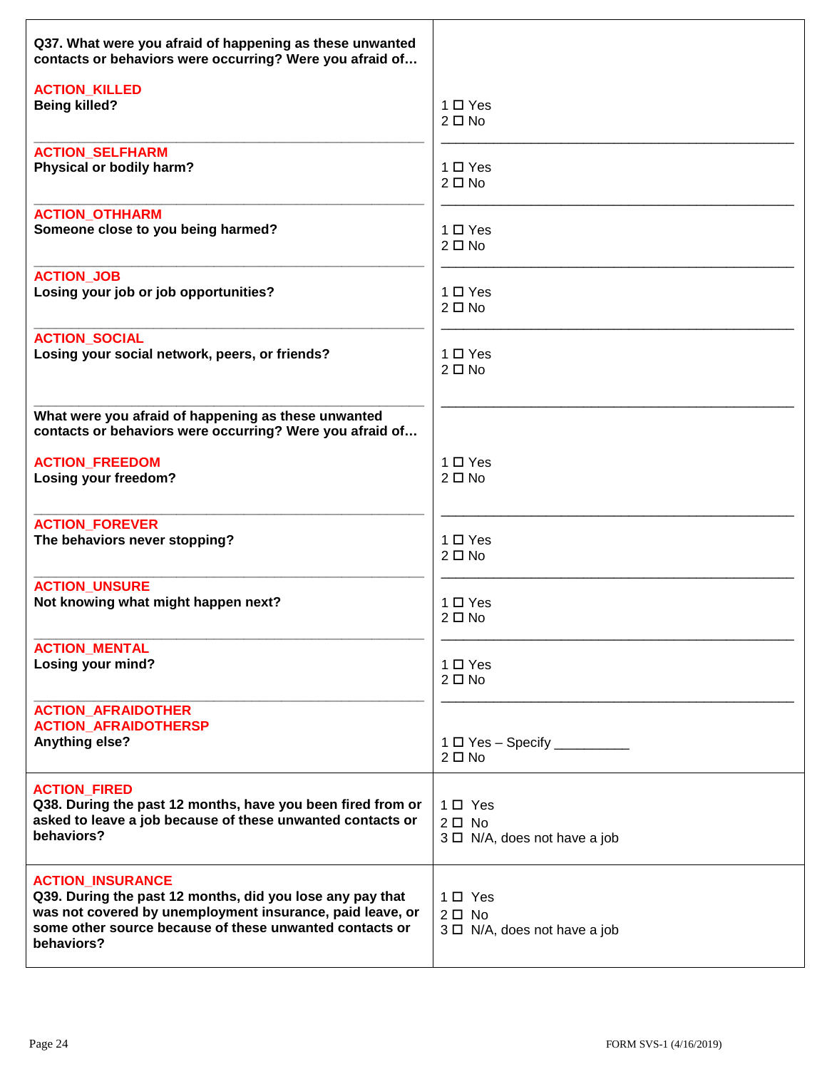| Question | Response |
| --- | --- |
| **Q37. What were you afraid of happening as these unwanted contacts or behaviors were occurring? Were you afraid of…** | |
| ACTION_KILLED<br>**Being killed?** | 1 ☐ Yes<br>2 ☐ No |
| ACTION_SELFHARM<br>**Physical or bodily harm?** | 1 ☐ Yes<br>2 ☐ No |
| ACTION_OTHHARM<br>**Someone close to you being harmed?** | 1 ☐ Yes<br>2 ☐ No |
| ACTION_JOB<br>**Losing your job or job opportunities?** | 1 ☐ Yes<br>2 ☐ No |
| ACTION_SOCIAL<br>**Losing your social network, peers, or friends?** | 1 ☐ Yes<br>2 ☐ No |
| **What were you afraid of happening as these unwanted contacts or behaviors were occurring? Were you afraid of…**<br><br>ACTION_FREEDOM<br>**Losing your freedom?** | 1 ☐ Yes<br>2 ☐ No |
| ACTION_FOREVER<br>**The behaviors never stopping?** | 1 ☐ Yes<br>2 ☐ No |
| ACTION_UNSURE<br>**Not knowing what might happen next?** | 1 ☐ Yes<br>2 ☐ No |
| ACTION_MENTAL<br>**Losing your mind?** | 1 ☐ Yes<br>2 ☐ No |
| ACTION_AFRAIDOTHER<br>ACTION_AFRAIDOTHERSP<br>**Anything else?** | 1 ☐ Yes – Specify __________<br>2 ☐ No |
| ACTION_FIRED<br>**Q38. During the past 12 months, have you been fired from or asked to leave a job because of these unwanted contacts or behaviors?** | 1 ☐ Yes<br>2 ☐ No<br>3 ☐ N/A, does not have a job |
| ACTION_INSURANCE<br>**Q39. During the past 12 months, did you lose any pay that was not covered by unemployment insurance, paid leave, or some other source because of these unwanted contacts or behaviors?** | 1 ☐ Yes<br>2 ☐ No<br>3 ☐ N/A, does not have a job |

FORM SVS-1 (4/16/2019)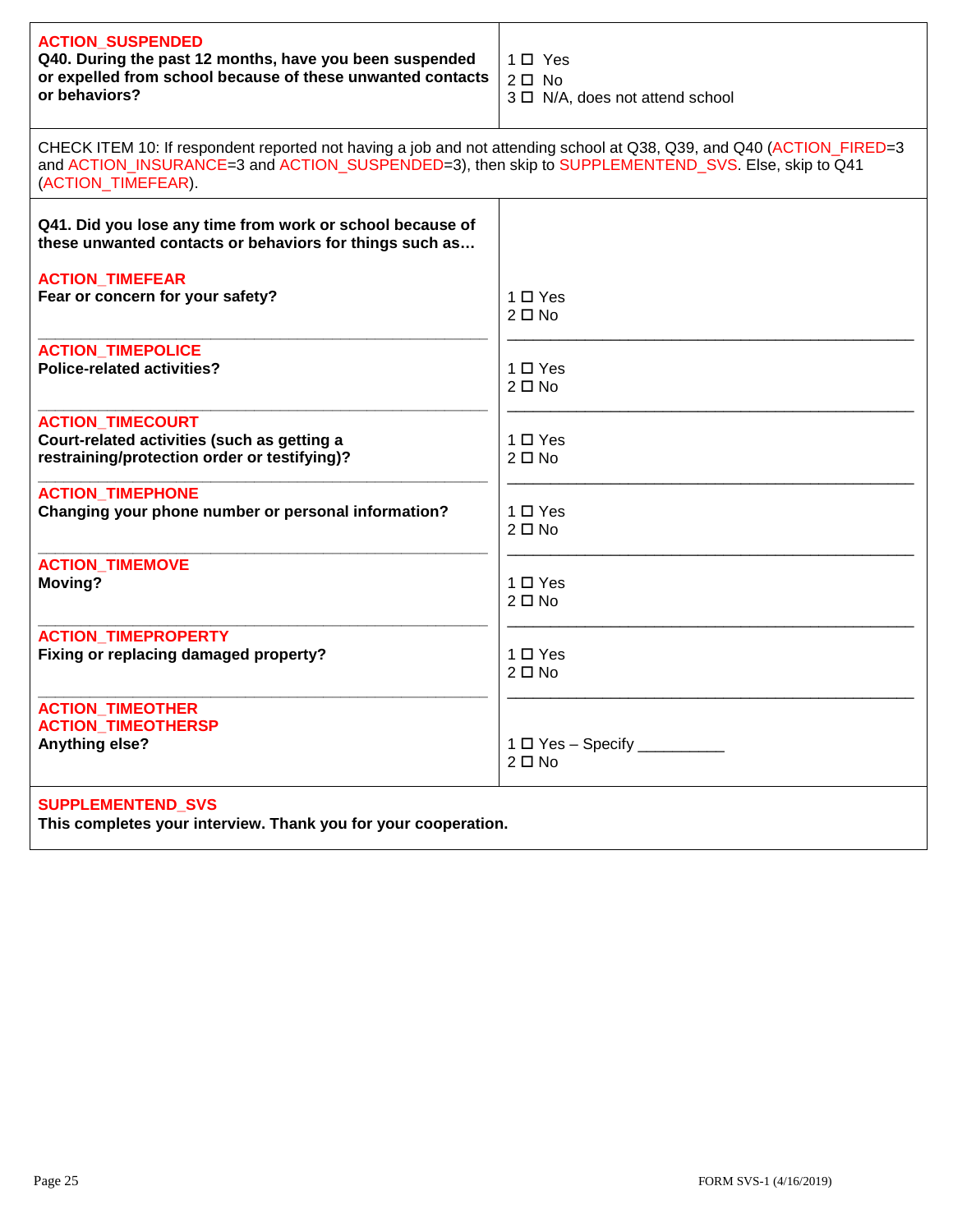| | |
|---|---|
| **ACTION_SUSPENDED**<br>**Q40. During the past 12 months, have you been suspended or expelled from school because of these unwanted contacts or behaviors?** | 1 ☐ Yes<br>2 ☐ No<br>3 ☐ N/A, does not attend school |

CHECK ITEM 10: If respondent reported not having a job and not attending school at Q38, Q39, and Q40 (ACTION_FIRED=3 and ACTION_INSURANCE=3 and ACTION_SUSPENDED=3), then skip to SUPPLEMENTEND_SVS. Else, skip to Q41 (ACTION_TIMEFEAR).

| | |
|---|---|
| **Q41. Did you lose any time from work or school because of these unwanted contacts or behaviors for things such as…** | |
| **ACTION_TIMEFEAR**<br>**Fear or concern for your safety?** | 1 ☐ Yes<br>2 ☐ No |
| **ACTION_TIMEPOLICE**<br>**Police-related activities?** | 1 ☐ Yes<br>2 ☐ No |
| **ACTION_TIMECOURT**<br>**Court-related activities (such as getting a restraining/protection order or testifying)?** | 1 ☐ Yes<br>2 ☐ No |
| **ACTION_TIMEPHONE**<br>**Changing your phone number or personal information?** | 1 ☐ Yes<br>2 ☐ No |
| **ACTION_TIMEMOVE**<br>**Moving?** | 1 ☐ Yes<br>2 ☐ No |
| **ACTION_TIMEPROPERTY**<br>**Fixing or replacing damaged property?** | 1 ☐ Yes<br>2 ☐ No |
| **ACTION_TIMEOTHER**<br>**ACTION_TIMEOTHERSP**<br>**Anything else?** | 1 ☐ Yes – Specify __________<br>2 ☐ No |

**SUPPLEMENTEND_SVS**
**This completes your interview. Thank you for your cooperation.**

FORM SVS-1 (4/16/2019)